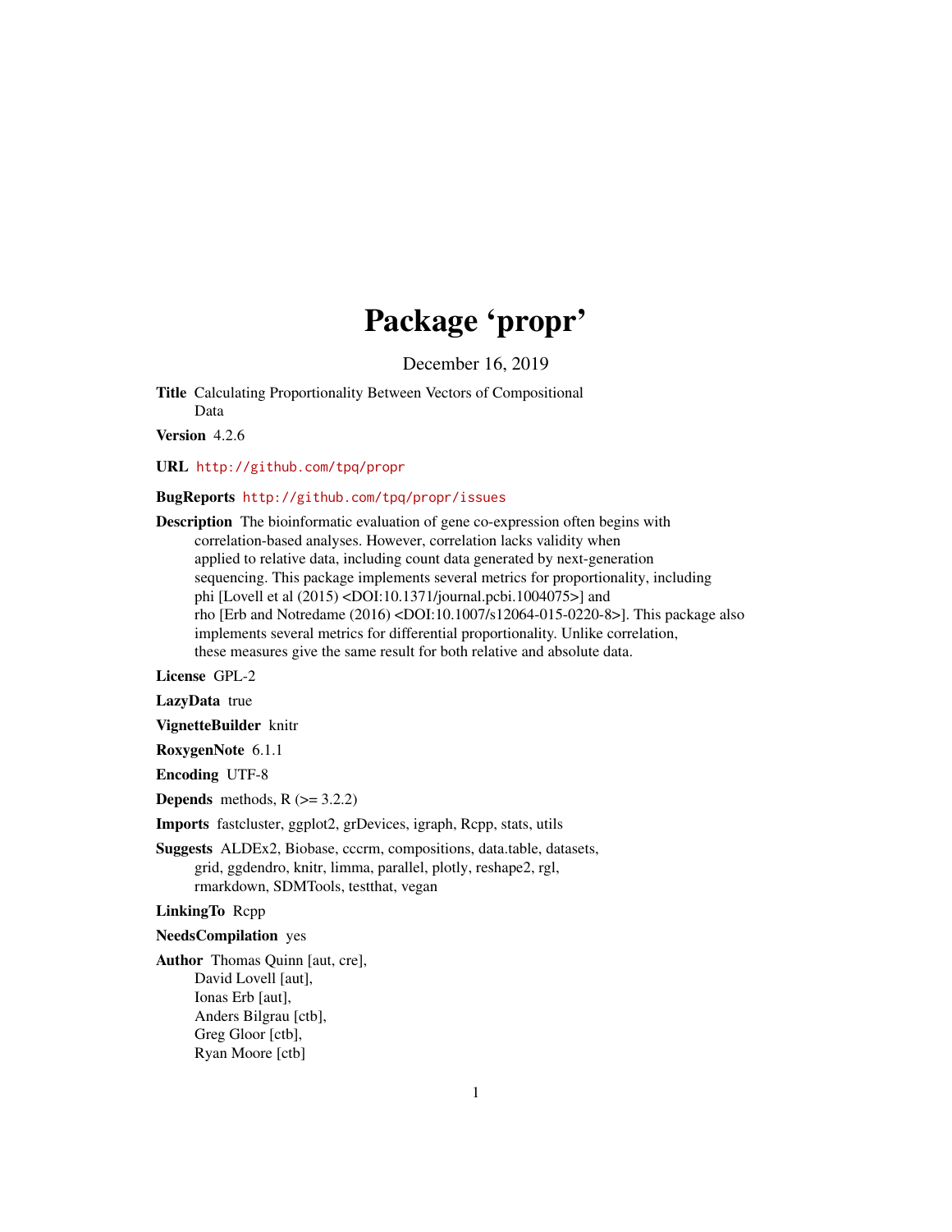# Package 'propr'

December 16, 2019

**Title** Calculating Proportionality Between Vectors of Compositional Data

**Version** 4.2.6

**URL** http://github.com/tpq/propr

**BugReports** http://github.com/tpq/propr/issues

**Description** The bioinformatic evaluation of gene co-expression often begins with correlation-based analyses. However, correlation lacks validity when applied to relative data, including count data generated by next-generation sequencing. This package implements several metrics for proportionality, including phi [Lovell et al (2015) <DOI:10.1371/journal.pcbi.1004075>] and rho [Erb and Notredame (2016) <DOI:10.1007/s12064-015-0220-8>]. This package also implements several metrics for differential proportionality. Unlike correlation, these measures give the same result for both relative and absolute data.

**License** GPL-2

**LazyData** true

**VignetteBuilder** knitr

**RoxygenNote** 6.1.1

**Encoding** UTF-8

**Depends** methods, R (>= 3.2.2)

**Imports** fastcluster, ggplot2, grDevices, igraph, Rcpp, stats, utils

**Suggests** ALDEx2, Biobase, cccrm, compositions, data.table, datasets, grid, ggdendro, knitr, limma, parallel, plotly, reshape2, rgl, rmarkdown, SDMTools, testthat, vegan

**LinkingTo** Rcpp

**NeedsCompilation** yes

**Author** Thomas Quinn [aut, cre],
David Lovell [aut],
Ionas Erb [aut],
Anders Bilgrau [ctb],
Greg Gloor [ctb],
Ryan Moore [ctb]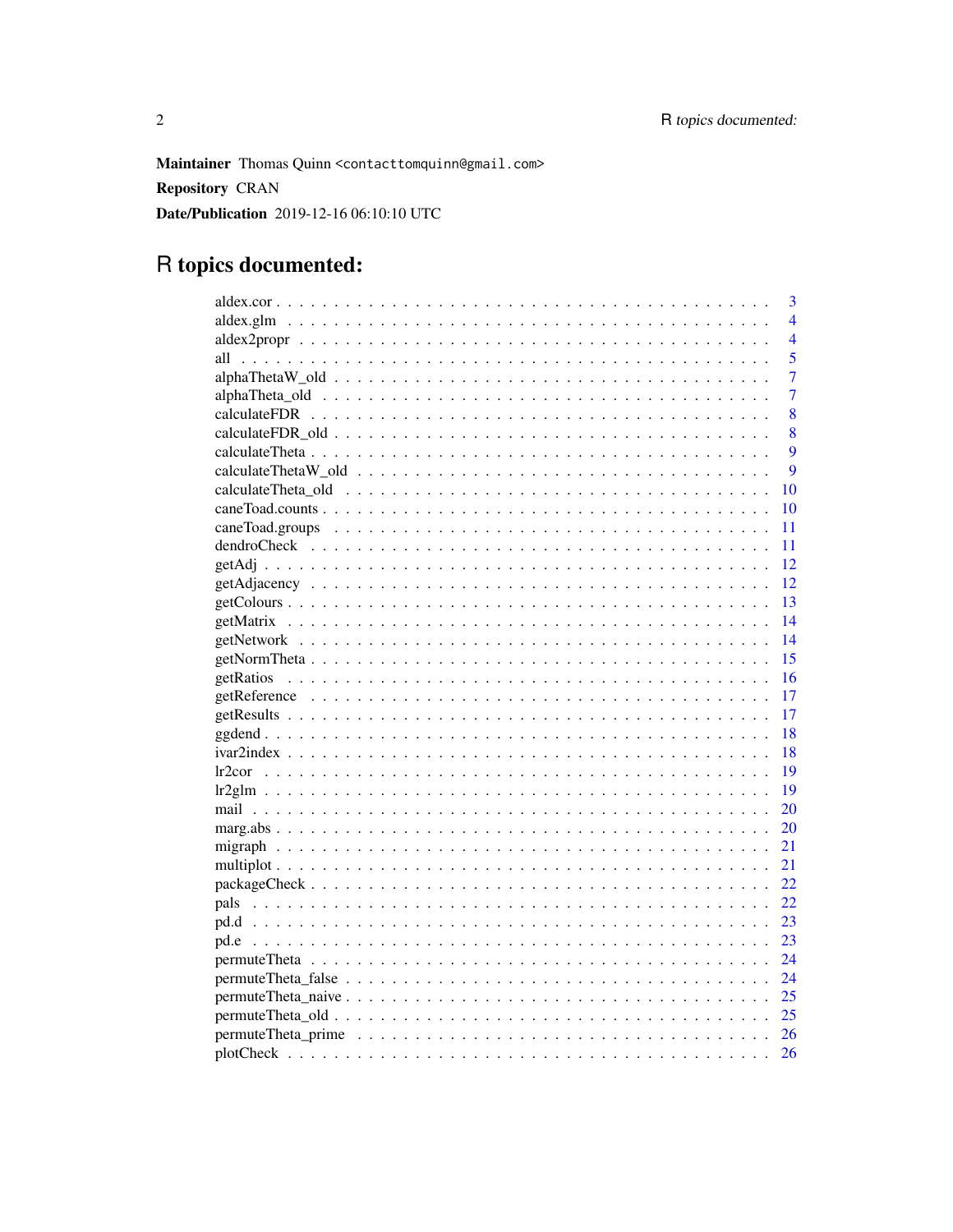**Maintainer** Thomas Quinn <contacttomquinn@gmail.com>

**Repository** CRAN

**Date/Publication** 2019-12-16 06:10:10 UTC

# R topics documented:

| | |
|---|---|
| aldex.cor | 3 |
| aldex.glm | 4 |
| aldex2propr | 4 |
| all | 5 |
| alphaThetaW_old | 7 |
| alphaTheta_old | 7 |
| calculateFDR | 8 |
| calculateFDR_old | 8 |
| calculateTheta | 9 |
| calculateThetaW_old | 9 |
| calculateTheta_old | 10 |
| caneToad.counts | 10 |
| caneToad.groups | 11 |
| dendroCheck | 11 |
| getAdj | 12 |
| getAdjacency | 12 |
| getColours | 13 |
| getMatrix | 14 |
| getNetwork | 14 |
| getNormTheta | 15 |
| getRatios | 16 |
| getReference | 17 |
| getResults | 17 |
| ggdend | 18 |
| ivar2index | 18 |
| lr2cor | 19 |
| lr2glm | 19 |
| mail | 20 |
| marg.abs | 20 |
| migraph | 21 |
| multiplot | 21 |
| packageCheck | 22 |
| pals | 22 |
| pd.d | 23 |
| pd.e | 23 |
| permuteTheta | 24 |
| permuteTheta_false | 24 |
| permuteTheta_naive | 25 |
| permuteTheta_old | 25 |
| permuteTheta_prime | 26 |
| plotCheck | 26 |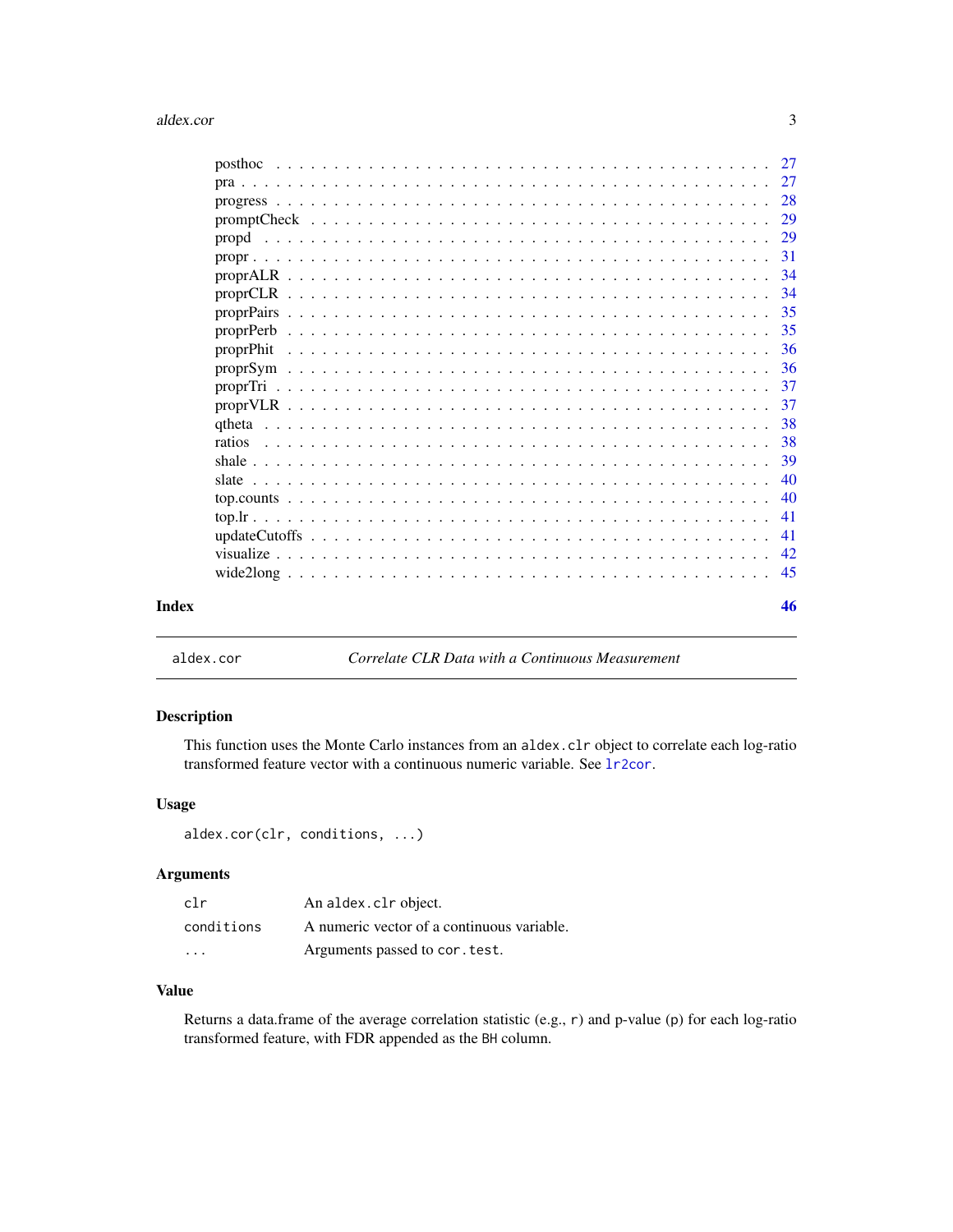posthoc . . . . . . . . . . . . . . . . . . . . . . . . . . . . . . . . . . . . . . . . 27
pra . . . . . . . . . . . . . . . . . . . . . . . . . . . . . . . . . . . . . . . . . . 27
progress . . . . . . . . . . . . . . . . . . . . . . . . . . . . . . . . . . . . . . . 28
promptCheck . . . . . . . . . . . . . . . . . . . . . . . . . . . . . . . . . . . . . 29
propd . . . . . . . . . . . . . . . . . . . . . . . . . . . . . . . . . . . . . . . . . 29
propr . . . . . . . . . . . . . . . . . . . . . . . . . . . . . . . . . . . . . . . . . 31
proprALR . . . . . . . . . . . . . . . . . . . . . . . . . . . . . . . . . . . . . . . 34
proprCLR . . . . . . . . . . . . . . . . . . . . . . . . . . . . . . . . . . . . . . . 34
proprPairs . . . . . . . . . . . . . . . . . . . . . . . . . . . . . . . . . . . . . . 35
proprPerb . . . . . . . . . . . . . . . . . . . . . . . . . . . . . . . . . . . . . . 35
proprPhit . . . . . . . . . . . . . . . . . . . . . . . . . . . . . . . . . . . . . . 36
proprSym . . . . . . . . . . . . . . . . . . . . . . . . . . . . . . . . . . . . . . 36
proprTri . . . . . . . . . . . . . . . . . . . . . . . . . . . . . . . . . . . . . . 37
proprVLR . . . . . . . . . . . . . . . . . . . . . . . . . . . . . . . . . . . . . . 37
qtheta . . . . . . . . . . . . . . . . . . . . . . . . . . . . . . . . . . . . . . . . 38
ratios . . . . . . . . . . . . . . . . . . . . . . . . . . . . . . . . . . . . . . . . 38
shale . . . . . . . . . . . . . . . . . . . . . . . . . . . . . . . . . . . . . . . . . 39
slate . . . . . . . . . . . . . . . . . . . . . . . . . . . . . . . . . . . . . . . . . 40
top.counts . . . . . . . . . . . . . . . . . . . . . . . . . . . . . . . . . . . . . . 40
top.lr . . . . . . . . . . . . . . . . . . . . . . . . . . . . . . . . . . . . . . . . . 41
updateCutoffs . . . . . . . . . . . . . . . . . . . . . . . . . . . . . . . . . . . . 41
visualize . . . . . . . . . . . . . . . . . . . . . . . . . . . . . . . . . . . . . . . 42
wide2long . . . . . . . . . . . . . . . . . . . . . . . . . . . . . . . . . . . . . . 45

**Index** 46

---

`aldex.cor` *Correlate CLR Data with a Continuous Measurement*

---

### Description

This function uses the Monte Carlo instances from an `aldex.clr` object to correlate each log-ratio transformed feature vector with a continuous numeric variable. See `lr2cor`.

### Usage

```
aldex.cor(clr, conditions, ...)
```

### Arguments

| | |
|---|---|
| `clr` | An `aldex.clr` object. |
| `conditions` | A numeric vector of a continuous variable. |
| `...` | Arguments passed to `cor.test`. |

### Value

Returns a data.frame of the average correlation statistic (e.g., `r`) and p-value (`p`) for each log-ratio transformed feature, with FDR appended as the `BH` column.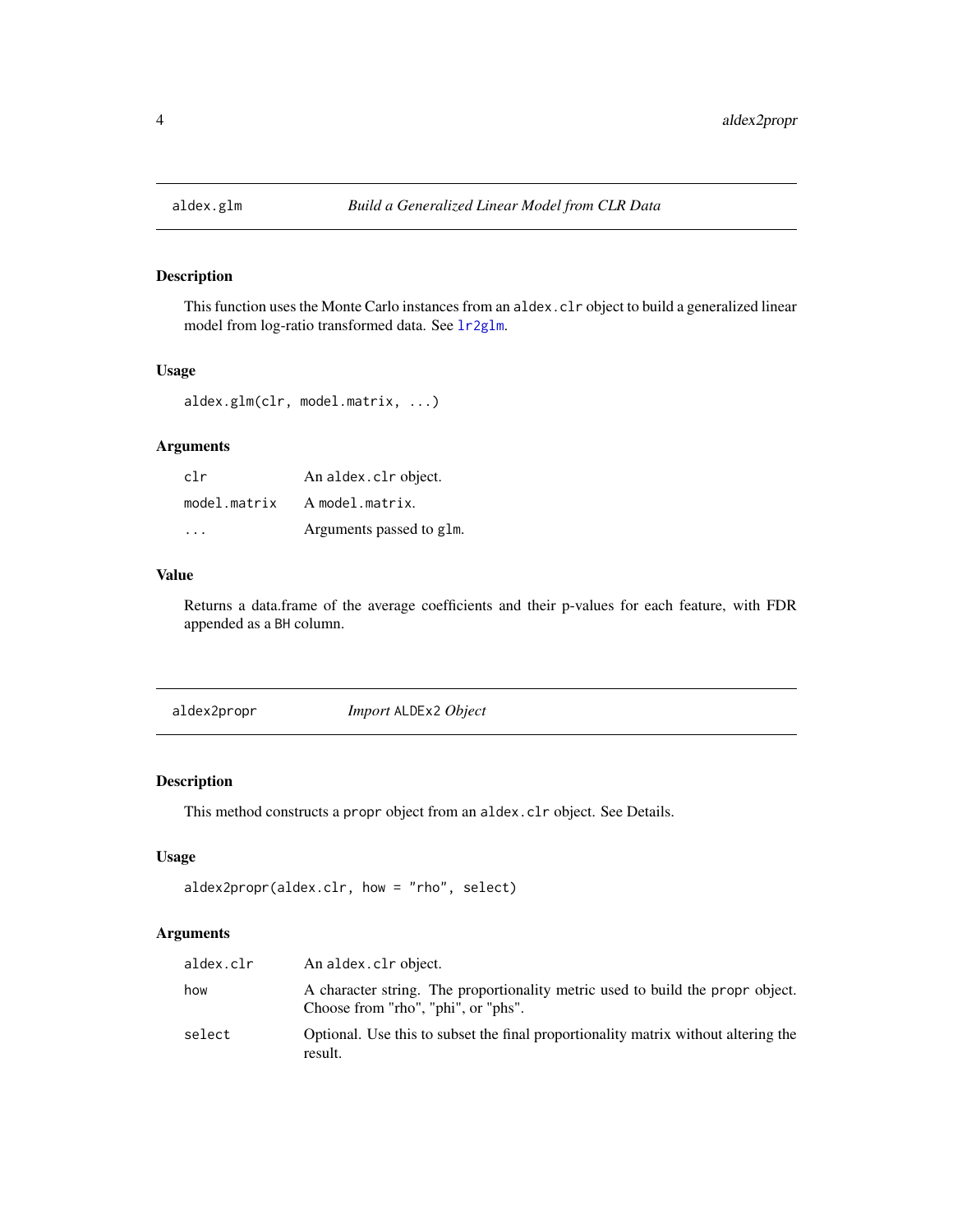## aldex.glm *Build a Generalized Linear Model from CLR Data*

### Description

This function uses the Monte Carlo instances from an `aldex.clr` object to build a generalized linear model from log-ratio transformed data. See `lr2glm`.

### Usage

```
aldex.glm(clr, model.matrix, ...)
```

### Arguments

| | |
|---|---|
| `clr` | An `aldex.clr` object. |
| `model.matrix` | A `model.matrix`. |
| `...` | Arguments passed to `glm`. |

### Value

Returns a data.frame of the average coefficients and their p-values for each feature, with FDR appended as a `BH` column.

## aldex2propr *Import `ALDEx2` Object*

### Description

This method constructs a `propr` object from an `aldex.clr` object. See Details.

### Usage

```
aldex2propr(aldex.clr, how = "rho", select)
```

### Arguments

| | |
|---|---|
| `aldex.clr` | An `aldex.clr` object. |
| `how` | A character string. The proportionality metric used to build the `propr` object. Choose from "rho", "phi", or "phs". |
| `select` | Optional. Use this to subset the final proportionality matrix without altering the result. |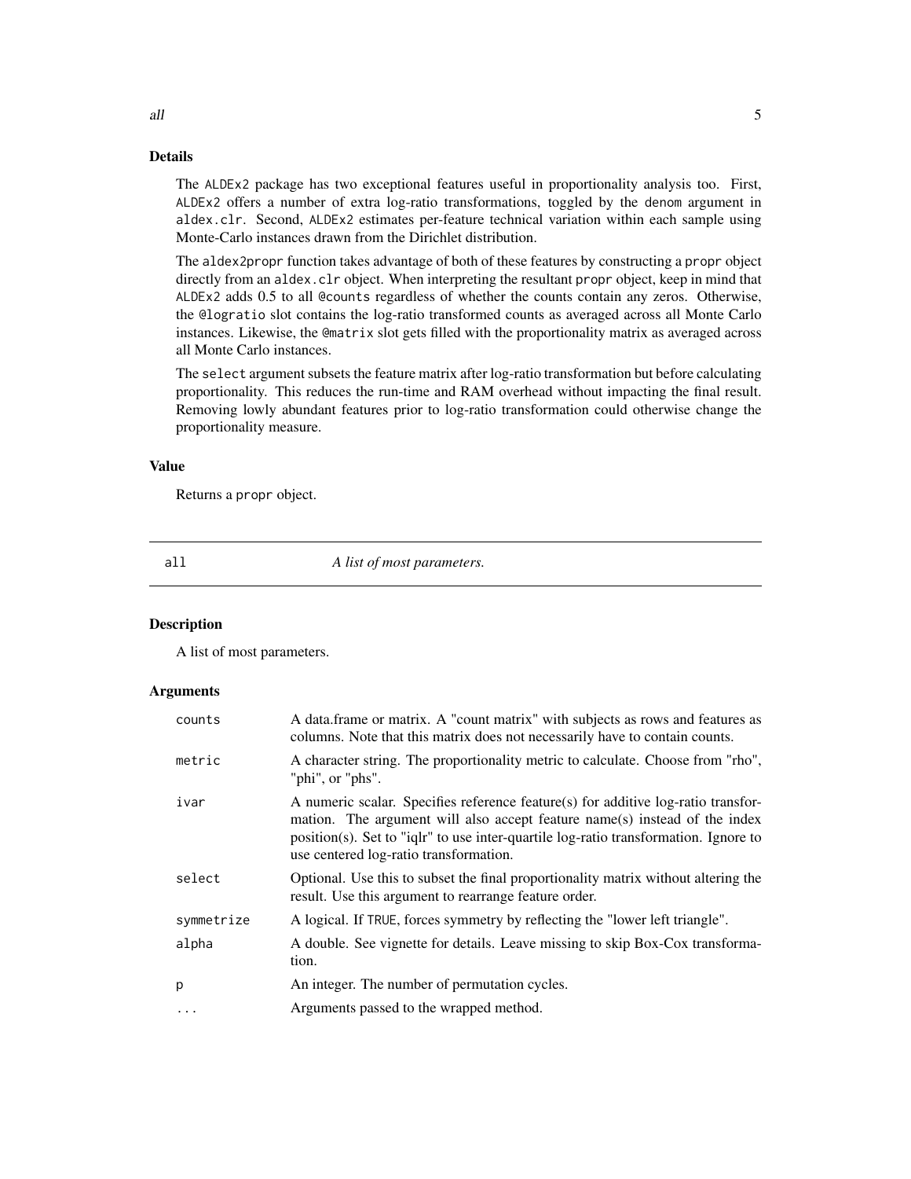### Details

The ALDEx2 package has two exceptional features useful in proportionality analysis too. First, ALDEx2 offers a number of extra log-ratio transformations, toggled by the denom argument in aldex.clr. Second, ALDEx2 estimates per-feature technical variation within each sample using Monte-Carlo instances drawn from the Dirichlet distribution.

The aldex2propr function takes advantage of both of these features by constructing a propr object directly from an aldex.clr object. When interpreting the resultant propr object, keep in mind that ALDEx2 adds 0.5 to all @counts regardless of whether the counts contain any zeros. Otherwise, the @logratio slot contains the log-ratio transformed counts as averaged across all Monte Carlo instances. Likewise, the @matrix slot gets filled with the proportionality matrix as averaged across all Monte Carlo instances.

The select argument subsets the feature matrix after log-ratio transformation but before calculating proportionality. This reduces the run-time and RAM overhead without impacting the final result. Removing lowly abundant features prior to log-ratio transformation could otherwise change the proportionality measure.

### Value

Returns a propr object.

---

## all — *A list of most parameters.*

### Description

A list of most parameters.

### Arguments

| Argument | Description |
|---|---|
| counts | A data.frame or matrix. A "count matrix" with subjects as rows and features as columns. Note that this matrix does not necessarily have to contain counts. |
| metric | A character string. The proportionality metric to calculate. Choose from "rho", "phi", or "phs". |
| ivar | A numeric scalar. Specifies reference feature(s) for additive log-ratio transformation. The argument will also accept feature name(s) instead of the index position(s). Set to "iqlr" to use inter-quartile log-ratio transformation. Ignore to use centered log-ratio transformation. |
| select | Optional. Use this to subset the final proportionality matrix without altering the result. Use this argument to rearrange feature order. |
| symmetrize | A logical. If TRUE, forces symmetry by reflecting the "lower left triangle". |
| alpha | A double. See vignette for details. Leave missing to skip Box-Cox transformation. |
| p | An integer. The number of permutation cycles. |
| ... | Arguments passed to the wrapped method. |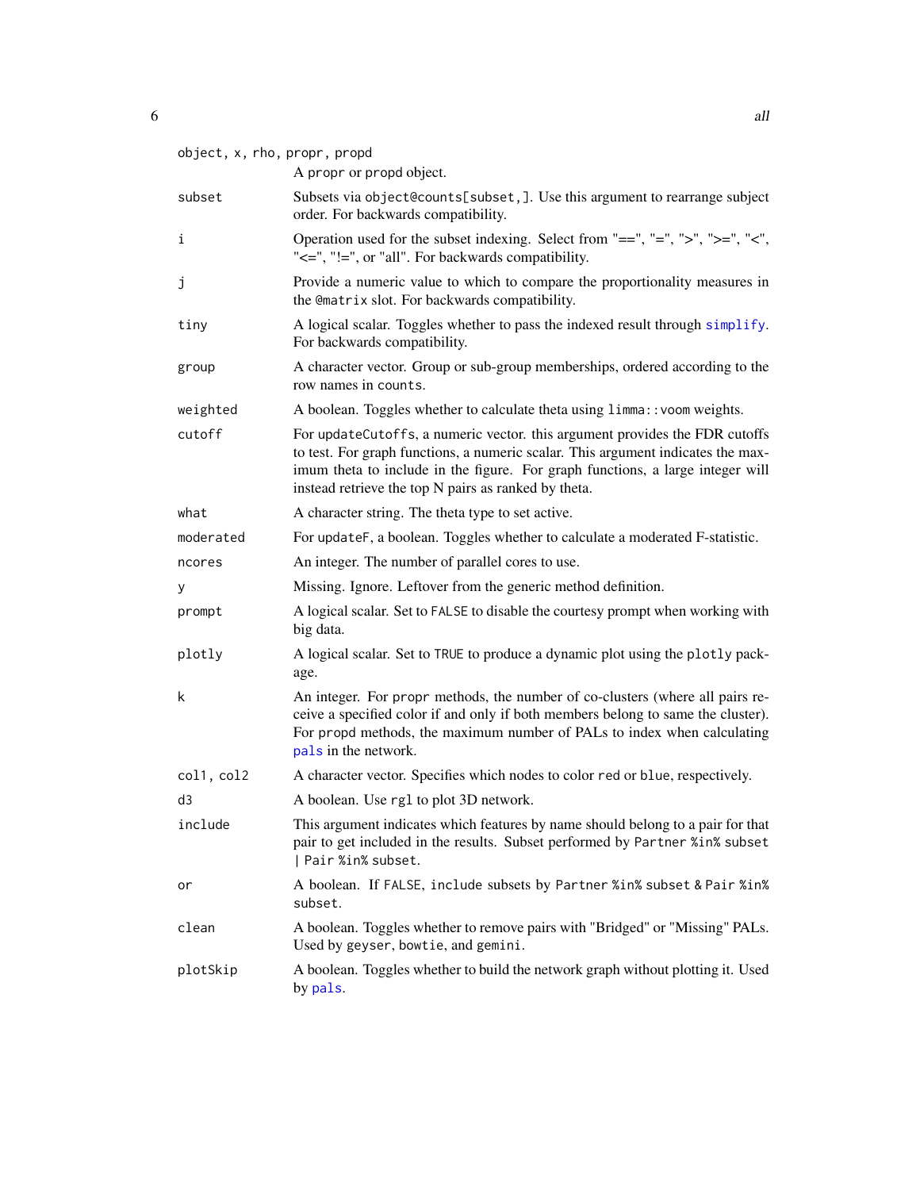| Argument | Description |
| --- | --- |
| `object, x, rho, propr, propd` | A propr or propd object. |
| `subset` | Subsets via `object@counts[subset,]`. Use this argument to rearrange subject order. For backwards compatibility. |
| `i` | Operation used for the subset indexing. Select from "==", "=", ">", ">=", "<", "<=", "!=", or "all". For backwards compatibility. |
| `j` | Provide a numeric value to which to compare the proportionality measures in the `@matrix` slot. For backwards compatibility. |
| `tiny` | A logical scalar. Toggles whether to pass the indexed result through `simplify`. For backwards compatibility. |
| `group` | A character vector. Group or sub-group memberships, ordered according to the row names in `counts`. |
| `weighted` | A boolean. Toggles whether to calculate theta using `limma::voom` weights. |
| `cutoff` | For updateCutoffs, a numeric vector. this argument provides the FDR cutoffs to test. For graph functions, a numeric scalar. This argument indicates the maximum theta to include in the figure. For graph functions, a large integer will instead retrieve the top N pairs as ranked by theta. |
| `what` | A character string. The theta type to set active. |
| `moderated` | For updateF, a boolean. Toggles whether to calculate a moderated F-statistic. |
| `ncores` | An integer. The number of parallel cores to use. |
| `y` | Missing. Ignore. Leftover from the generic method definition. |
| `prompt` | A logical scalar. Set to `FALSE` to disable the courtesy prompt when working with big data. |
| `plotly` | A logical scalar. Set to `TRUE` to produce a dynamic plot using the `plotly` package. |
| `k` | An integer. For `propr` methods, the number of co-clusters (where all pairs receive a specified color if and only if both members belong to same the cluster). For `propd` methods, the maximum number of PALs to index when calculating `pals` in the network. |
| `col1, col2` | A character vector. Specifies which nodes to color `red` or `blue`, respectively. |
| `d3` | A boolean. Use `rgl` to plot 3D network. |
| `include` | This argument indicates which features by name should belong to a pair for that pair to get included in the results. Subset performed by `Partner %in% subset \| Pair %in% subset`. |
| `or` | A boolean. If `FALSE`, include subsets by `Partner %in% subset & Pair %in% subset`. |
| `clean` | A boolean. Toggles whether to remove pairs with "Bridged" or "Missing" PALs. Used by `geyser`, `bowtie`, and `gemini`. |
| `plotSkip` | A boolean. Toggles whether to build the network graph without plotting it. Used by `pals`. |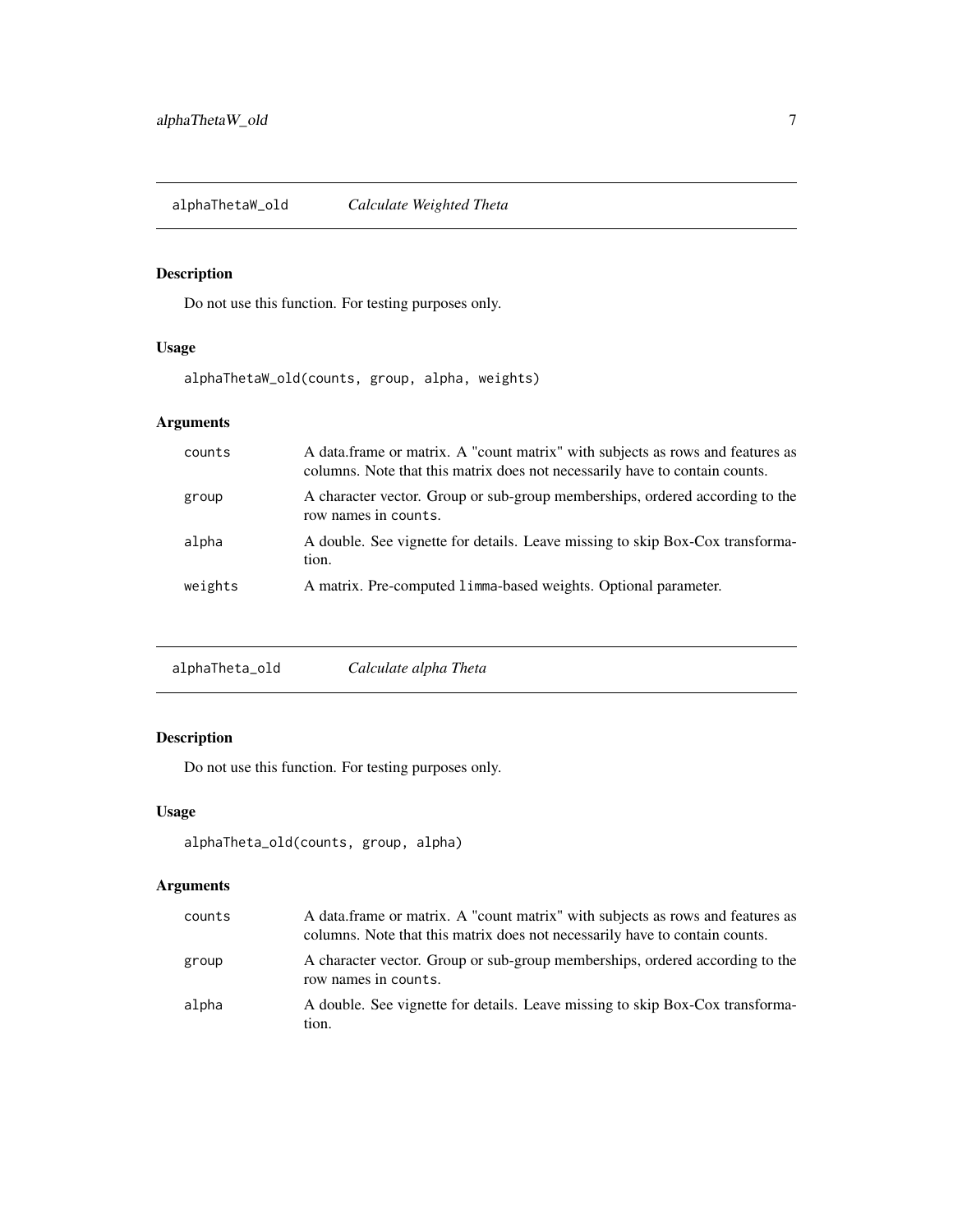## alphaThetaW_old — *Calculate Weighted Theta*

### Description

Do not use this function. For testing purposes only.

### Usage

```
alphaThetaW_old(counts, group, alpha, weights)
```

### Arguments

| | |
|---|---|
| `counts` | A data.frame or matrix. A "count matrix" with subjects as rows and features as columns. Note that this matrix does not necessarily have to contain counts. |
| `group` | A character vector. Group or sub-group memberships, ordered according to the row names in `counts`. |
| `alpha` | A double. See vignette for details. Leave missing to skip Box-Cox transformation. |
| `weights` | A matrix. Pre-computed `limma`-based weights. Optional parameter. |

## alphaTheta_old — *Calculate alpha Theta*

### Description

Do not use this function. For testing purposes only.

### Usage

```
alphaTheta_old(counts, group, alpha)
```

### Arguments

| | |
|---|---|
| `counts` | A data.frame or matrix. A "count matrix" with subjects as rows and features as columns. Note that this matrix does not necessarily have to contain counts. |
| `group` | A character vector. Group or sub-group memberships, ordered according to the row names in `counts`. |
| `alpha` | A double. See vignette for details. Leave missing to skip Box-Cox transformation. |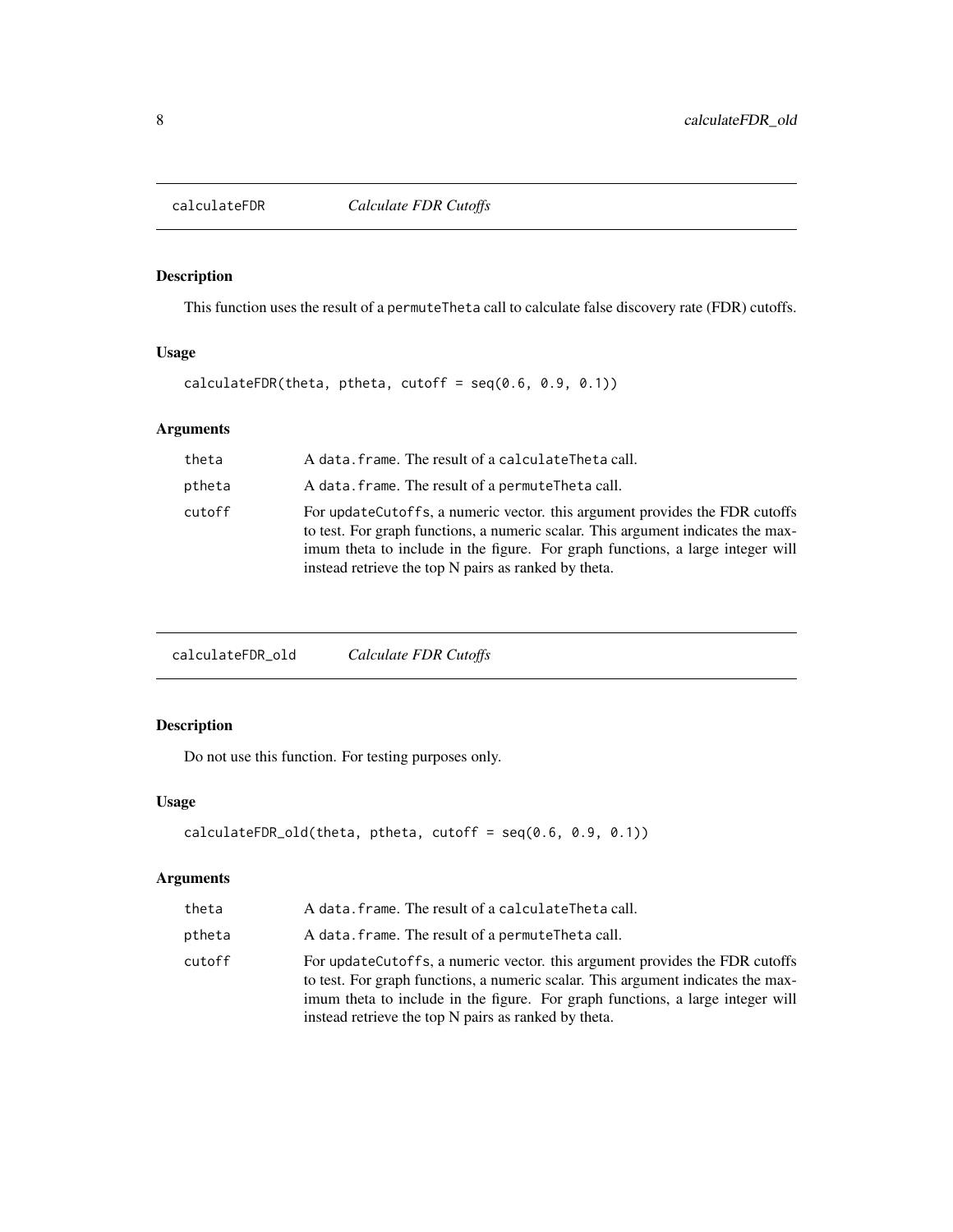## calculateFDR *Calculate FDR Cutoffs*

### Description

This function uses the result of a `permuteTheta` call to calculate false discovery rate (FDR) cutoffs.

### Usage

```
calculateFDR(theta, ptheta, cutoff = seq(0.6, 0.9, 0.1))
```

### Arguments

| | |
|---|---|
| theta | A `data.frame`. The result of a `calculateTheta` call. |
| ptheta | A `data.frame`. The result of a `permuteTheta` call. |
| cutoff | For `updateCutoffs`, a numeric vector. this argument provides the FDR cutoffs to test. For graph functions, a numeric scalar. This argument indicates the maximum theta to include in the figure. For graph functions, a large integer will instead retrieve the top N pairs as ranked by theta. |

## calculateFDR_old *Calculate FDR Cutoffs*

### Description

Do not use this function. For testing purposes only.

### Usage

```
calculateFDR_old(theta, ptheta, cutoff = seq(0.6, 0.9, 0.1))
```

### Arguments

| | |
|---|---|
| theta | A `data.frame`. The result of a `calculateTheta` call. |
| ptheta | A `data.frame`. The result of a `permuteTheta` call. |
| cutoff | For `updateCutoffs`, a numeric vector. this argument provides the FDR cutoffs to test. For graph functions, a numeric scalar. This argument indicates the maximum theta to include in the figure. For graph functions, a large integer will instead retrieve the top N pairs as ranked by theta. |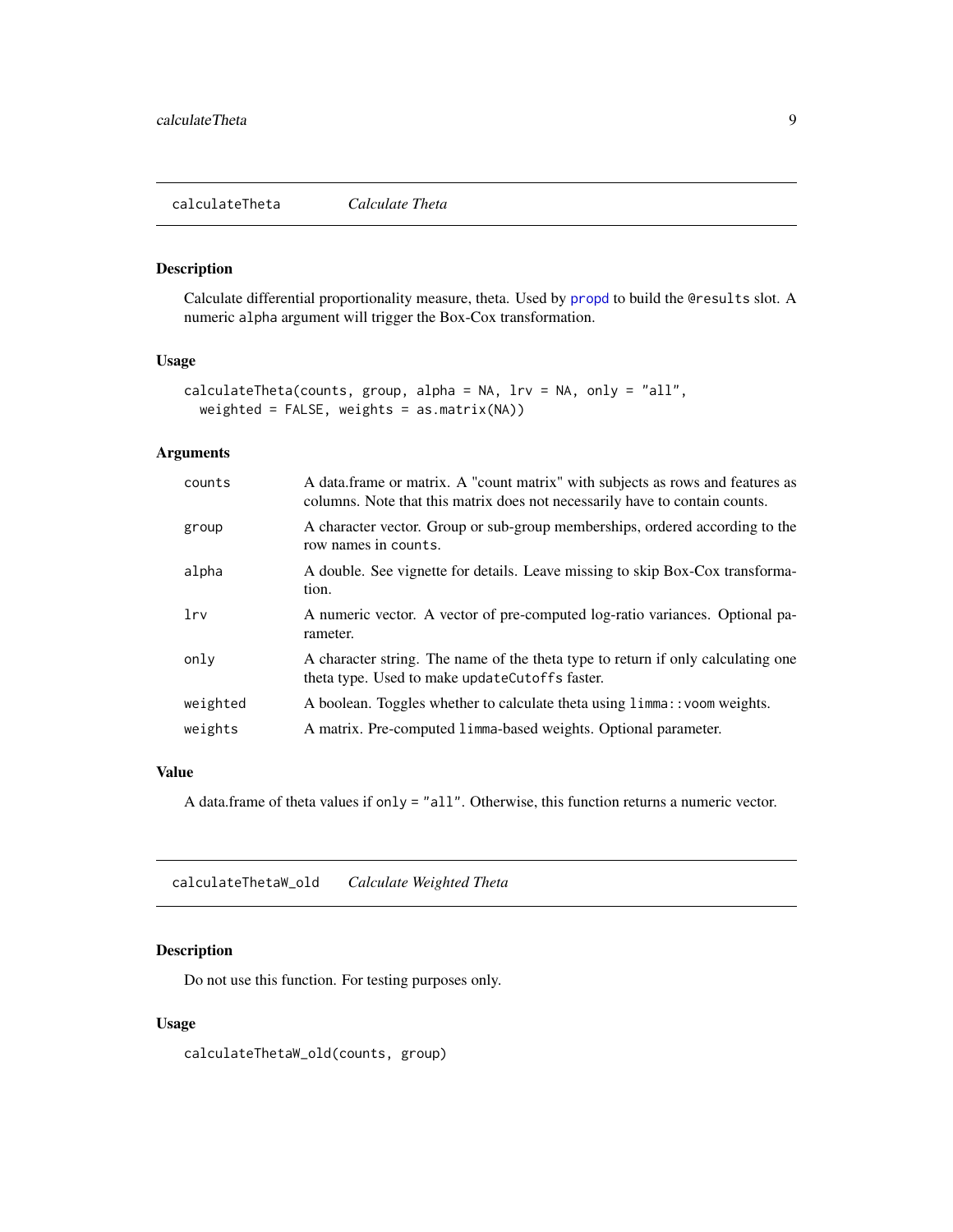## calculateTheta *Calculate Theta*

### Description

Calculate differential proportionality measure, theta. Used by propd to build the @results slot. A numeric alpha argument will trigger the Box-Cox transformation.

### Usage

```
calculateTheta(counts, group, alpha = NA, lrv = NA, only = "all",
  weighted = FALSE, weights = as.matrix(NA))
```

### Arguments

| | |
|---|---|
| counts | A data.frame or matrix. A "count matrix" with subjects as rows and features as columns. Note that this matrix does not necessarily have to contain counts. |
| group | A character vector. Group or sub-group memberships, ordered according to the row names in counts. |
| alpha | A double. See vignette for details. Leave missing to skip Box-Cox transformation. |
| lrv | A numeric vector. A vector of pre-computed log-ratio variances. Optional parameter. |
| only | A character string. The name of the theta type to return if only calculating one theta type. Used to make updateCutoffs faster. |
| weighted | A boolean. Toggles whether to calculate theta using limma::voom weights. |
| weights | A matrix. Pre-computed limma-based weights. Optional parameter. |

### Value

A data.frame of theta values if only = "all". Otherwise, this function returns a numeric vector.

## calculateThetaW_old *Calculate Weighted Theta*

### Description

Do not use this function. For testing purposes only.

### Usage

```
calculateThetaW_old(counts, group)
```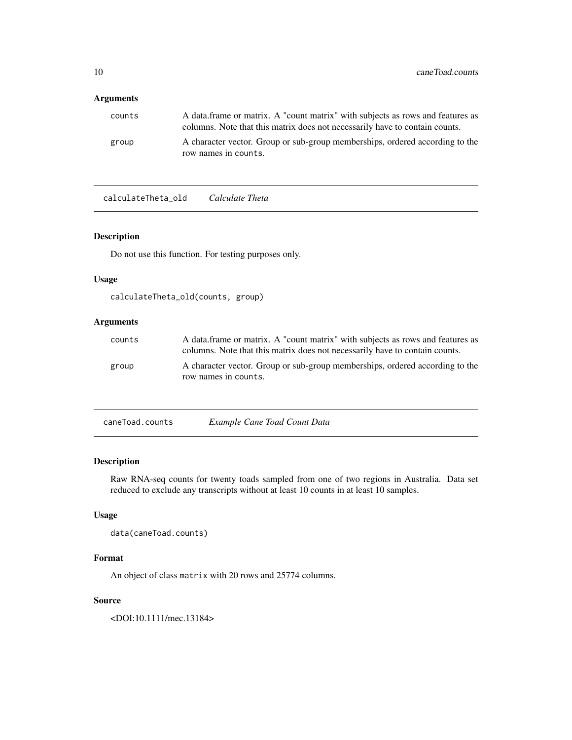### Arguments

| | |
|---|---|
| counts | A data.frame or matrix. A "count matrix" with subjects as rows and features as columns. Note that this matrix does not necessarily have to contain counts. |
| group | A character vector. Group or sub-group memberships, ordered according to the row names in counts. |

---

## calculateTheta_old *Calculate Theta*

### Description

Do not use this function. For testing purposes only.

### Usage

```
calculateTheta_old(counts, group)
```

### Arguments

| | |
|---|---|
| counts | A data.frame or matrix. A "count matrix" with subjects as rows and features as columns. Note that this matrix does not necessarily have to contain counts. |
| group | A character vector. Group or sub-group memberships, ordered according to the row names in counts. |

---

## caneToad.counts *Example Cane Toad Count Data*

### Description

Raw RNA-seq counts for twenty toads sampled from one of two regions in Australia. Data set reduced to exclude any transcripts without at least 10 counts in at least 10 samples.

### Usage

```
data(caneToad.counts)
```

### Format

An object of class matrix with 20 rows and 25774 columns.

### Source

<DOI:10.1111/mec.13184>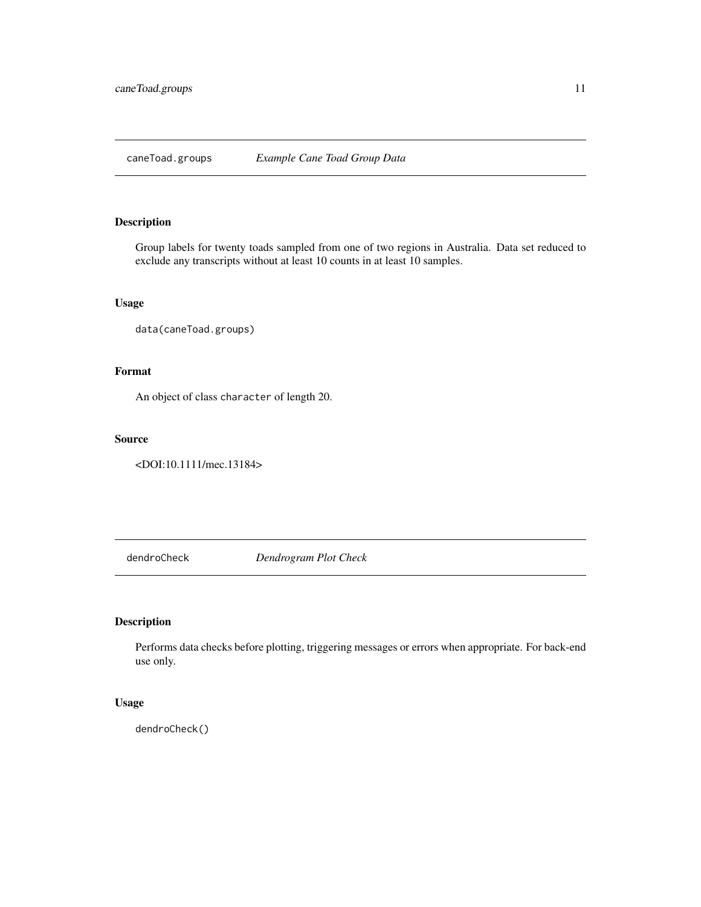## caneToad.groups *Example Cane Toad Group Data*

### Description

Group labels for twenty toads sampled from one of two regions in Australia. Data set reduced to exclude any transcripts without at least 10 counts in at least 10 samples.

### Usage

```
data(caneToad.groups)
```

### Format

An object of class `character` of length 20.

### Source

<DOI:10.1111/mec.13184>

## dendroCheck *Dendrogram Plot Check*

### Description

Performs data checks before plotting, triggering messages or errors when appropriate. For back-end use only.

### Usage

```
dendroCheck()
```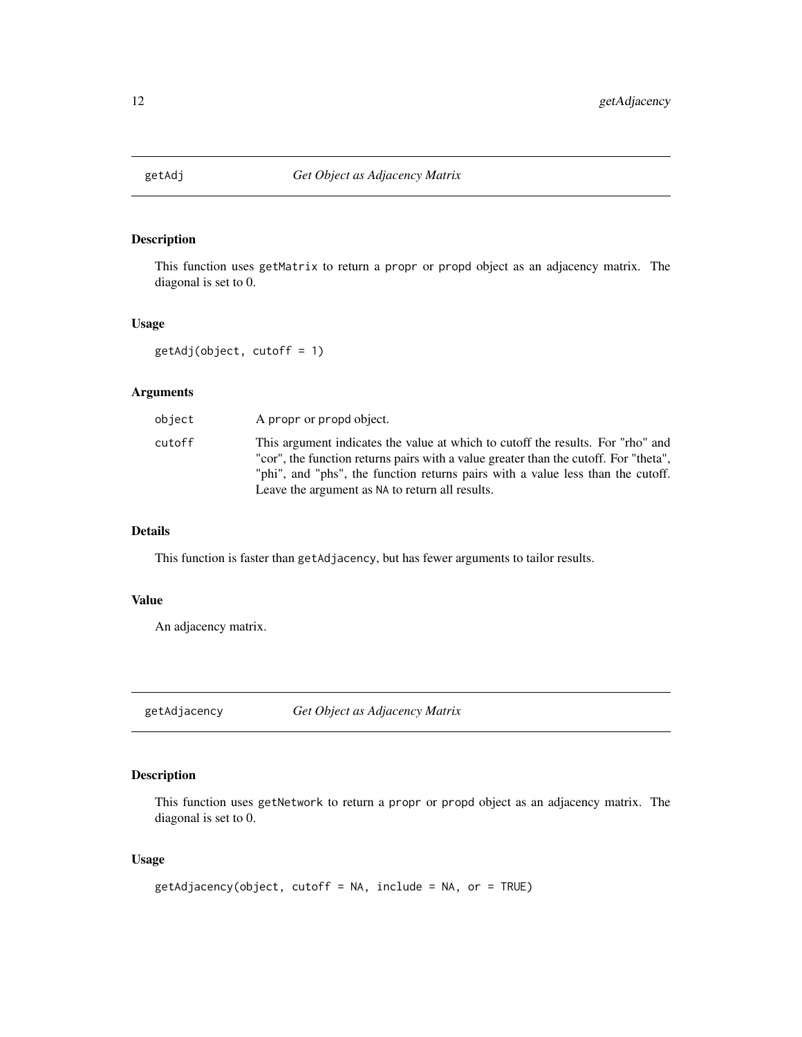## getAdj — *Get Object as Adjacency Matrix*

### Description

This function uses `getMatrix` to return a `propr` or `propd` object as an adjacency matrix. The diagonal is set to 0.

### Usage

```
getAdj(object, cutoff = 1)
```

### Arguments

| | |
|---|---|
| `object` | A `propr` or `propd` object. |
| `cutoff` | This argument indicates the value at which to cutoff the results. For "rho" and "cor", the function returns pairs with a value greater than the cutoff. For "theta", "phi", and "phs", the function returns pairs with a value less than the cutoff. Leave the argument as `NA` to return all results. |

### Details

This function is faster than `getAdjacency`, but has fewer arguments to tailor results.

### Value

An adjacency matrix.

## getAdjacency — *Get Object as Adjacency Matrix*

### Description

This function uses `getNetwork` to return a `propr` or `propd` object as an adjacency matrix. The diagonal is set to 0.

### Usage

```
getAdjacency(object, cutoff = NA, include = NA, or = TRUE)
```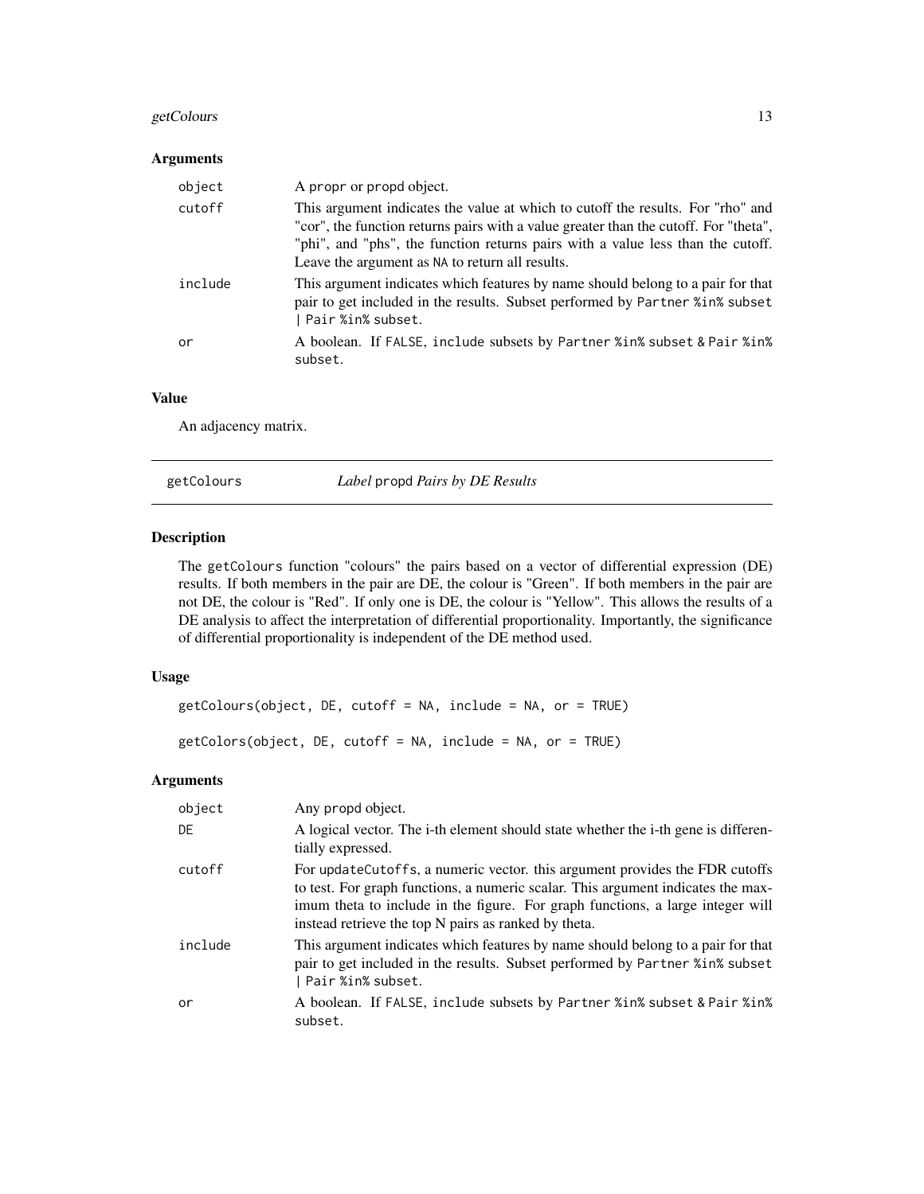## Arguments

| | |
|---|---|
| `object` | A propr or propd object. |
| `cutoff` | This argument indicates the value at which to cutoff the results. For "rho" and "cor", the function returns pairs with a value greater than the cutoff. For "theta", "phi", and "phs", the function returns pairs with a value less than the cutoff. Leave the argument as NA to return all results. |
| `include` | This argument indicates which features by name should belong to a pair for that pair to get included in the results. Subset performed by `Partner %in% subset \| Pair %in% subset`. |
| `or` | A boolean. If FALSE, include subsets by `Partner %in% subset & Pair %in% subset`. |

## Value

An adjacency matrix.

---

# getColours — *Label* propd *Pairs by DE Results*

## Description

The getColours function "colours" the pairs based on a vector of differential expression (DE) results. If both members in the pair are DE, the colour is "Green". If both members in the pair are not DE, the colour is "Red". If only one is DE, the colour is "Yellow". This allows the results of a DE analysis to affect the interpretation of differential proportionality. Importantly, the significance of differential proportionality is independent of the DE method used.

## Usage

```
getColours(object, DE, cutoff = NA, include = NA, or = TRUE)

getColors(object, DE, cutoff = NA, include = NA, or = TRUE)
```

## Arguments

| | |
|---|---|
| `object` | Any propd object. |
| `DE` | A logical vector. The i-th element should state whether the i-th gene is differentially expressed. |
| `cutoff` | For updateCutoffs, a numeric vector. this argument provides the FDR cutoffs to test. For graph functions, a numeric scalar. This argument indicates the maximum theta to include in the figure. For graph functions, a large integer will instead retrieve the top N pairs as ranked by theta. |
| `include` | This argument indicates which features by name should belong to a pair for that pair to get included in the results. Subset performed by `Partner %in% subset \| Pair %in% subset`. |
| `or` | A boolean. If FALSE, include subsets by `Partner %in% subset & Pair %in% subset`. |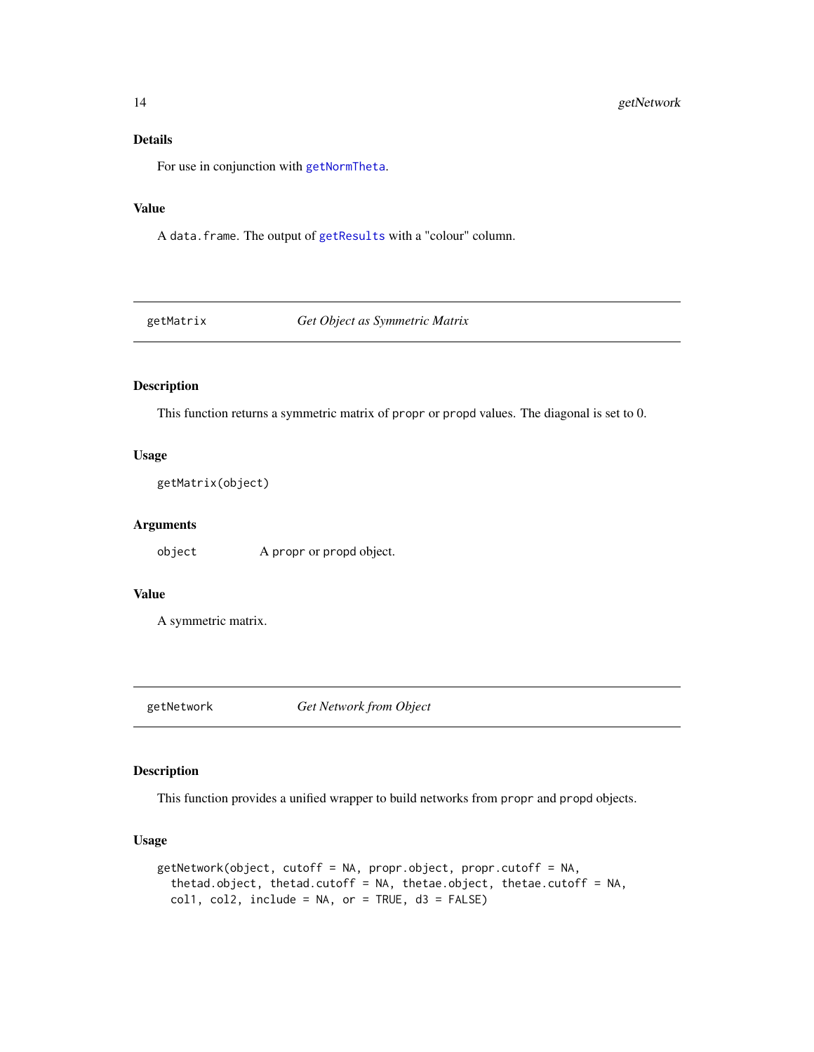### Details

For use in conjunction with `getNormTheta`.

### Value

A `data.frame`. The output of `getResults` with a "colour" column.

---

## getMatrix — *Get Object as Symmetric Matrix*

---

### Description

This function returns a symmetric matrix of `propr` or `propd` values. The diagonal is set to 0.

### Usage

```
getMatrix(object)
```

### Arguments

| | |
|---|---|
| object | A `propr` or `propd` object. |

### Value

A symmetric matrix.

---

## getNetwork — *Get Network from Object*

---

### Description

This function provides a unified wrapper to build networks from `propr` and `propd` objects.

### Usage

```
getNetwork(object, cutoff = NA, propr.object, propr.cutoff = NA,
  thetad.object, thetad.cutoff = NA, thetae.object, thetae.cutoff = NA,
  col1, col2, include = NA, or = TRUE, d3 = FALSE)
```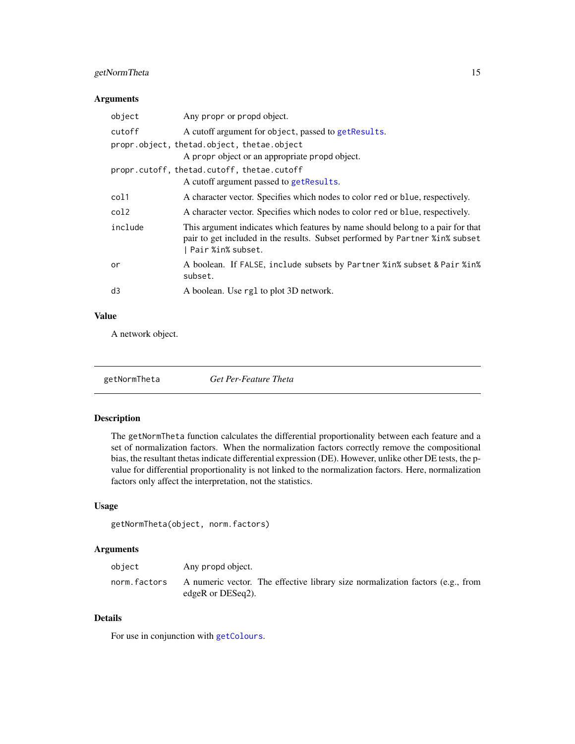### Arguments

| | |
|---|---|
| `object` | Any `propr` or `propd` object. |
| `cutoff` | A cutoff argument for `object`, passed to `getResults`. |
| `propr.object, thetad.object, thetae.object` | A `propr` object or an appropriate `propd` object. |
| `propr.cutoff, thetad.cutoff, thetae.cutoff` | A cutoff argument passed to `getResults`. |
| `col1` | A character vector. Specifies which nodes to color `red` or `blue`, respectively. |
| `col2` | A character vector. Specifies which nodes to color `red` or `blue`, respectively. |
| `include` | This argument indicates which features by name should belong to a pair for that pair to get included in the results. Subset performed by `Partner %in% subset | Pair %in% subset`. |
| `or` | A boolean. If `FALSE`, `include` subsets by `Partner %in% subset & Pair %in% subset`. |
| `d3` | A boolean. Use `rgl` to plot 3D network. |

### Value

A network object.

---

## getNormTheta    *Get Per-Feature Theta*

---

### Description

The `getNormTheta` function calculates the differential proportionality between each feature and a set of normalization factors. When the normalization factors correctly remove the compositional bias, the resultant thetas indicate differential expression (DE). However, unlike other DE tests, the p-value for differential proportionality is not linked to the normalization factors. Here, normalization factors only affect the interpretation, not the statistics.

### Usage

```
getNormTheta(object, norm.factors)
```

### Arguments

| | |
|---|---|
| `object` | Any `propd` object. |
| `norm.factors` | A numeric vector. The effective library size normalization factors (e.g., from edgeR or DESeq2). |

### Details

For use in conjunction with `getColours`.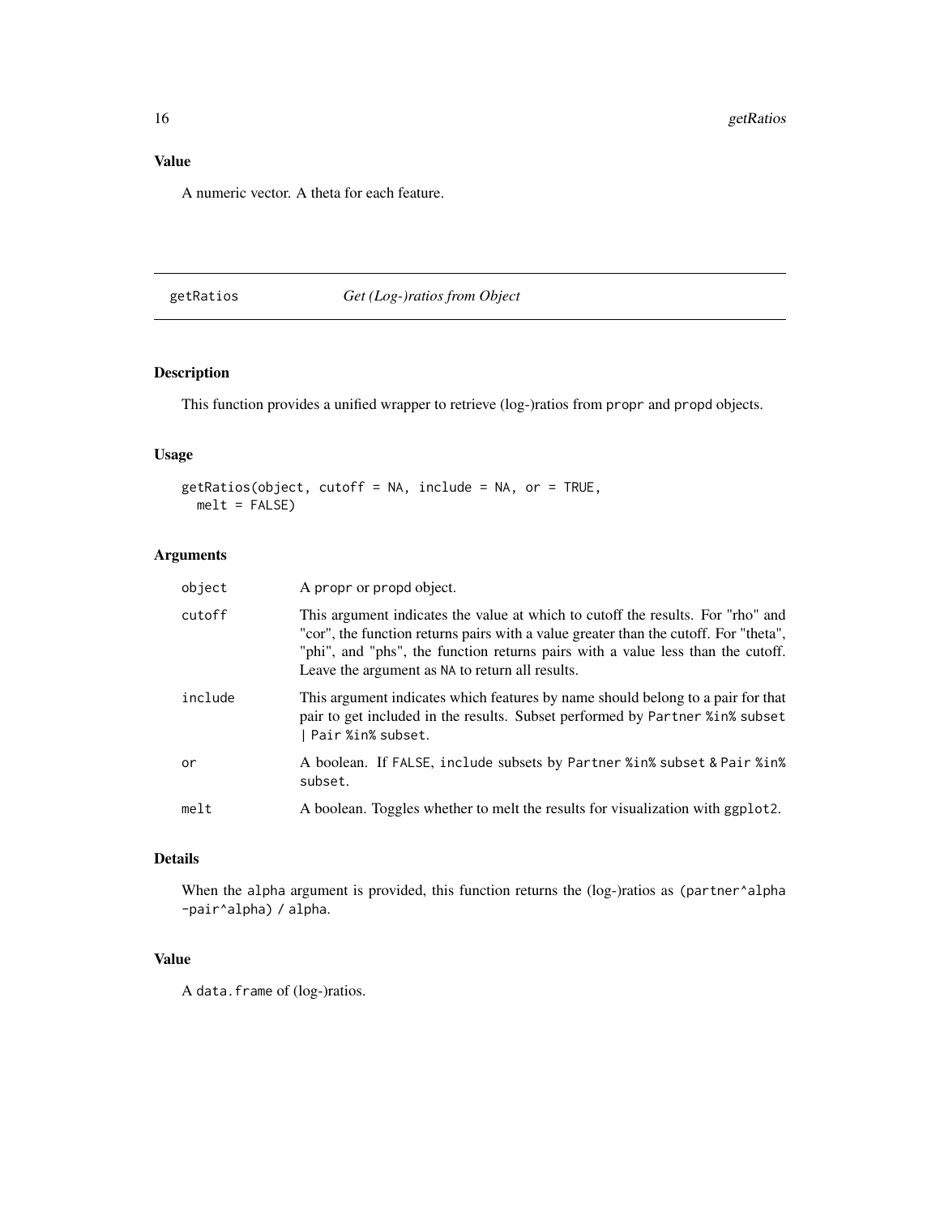## Value

A numeric vector. A theta for each feature.

---

# getRatios — *Get (Log-)ratios from Object*

---

## Description

This function provides a unified wrapper to retrieve (log-)ratios from `propr` and `propd` objects.

## Usage

```
getRatios(object, cutoff = NA, include = NA, or = TRUE,
  melt = FALSE)
```

## Arguments

| Argument | Description |
|---|---|
| `object` | A `propr` or `propd` object. |
| `cutoff` | This argument indicates the value at which to cutoff the results. For "rho" and "cor", the function returns pairs with a value greater than the cutoff. For "theta", "phi", and "phs", the function returns pairs with a value less than the cutoff. Leave the argument as `NA` to return all results. |
| `include` | This argument indicates which features by name should belong to a pair for that pair to get included in the results. Subset performed by `Partner %in% subset \| Pair %in% subset`. |
| `or` | A boolean. If `FALSE`, `include` subsets by `Partner %in% subset & Pair %in% subset`. |
| `melt` | A boolean. Toggles whether to melt the results for visualization with `ggplot2`. |

## Details

When the `alpha` argument is provided, this function returns the (log-)ratios as `(partner^alpha -pair^alpha) / alpha`.

## Value

A `data.frame` of (log-)ratios.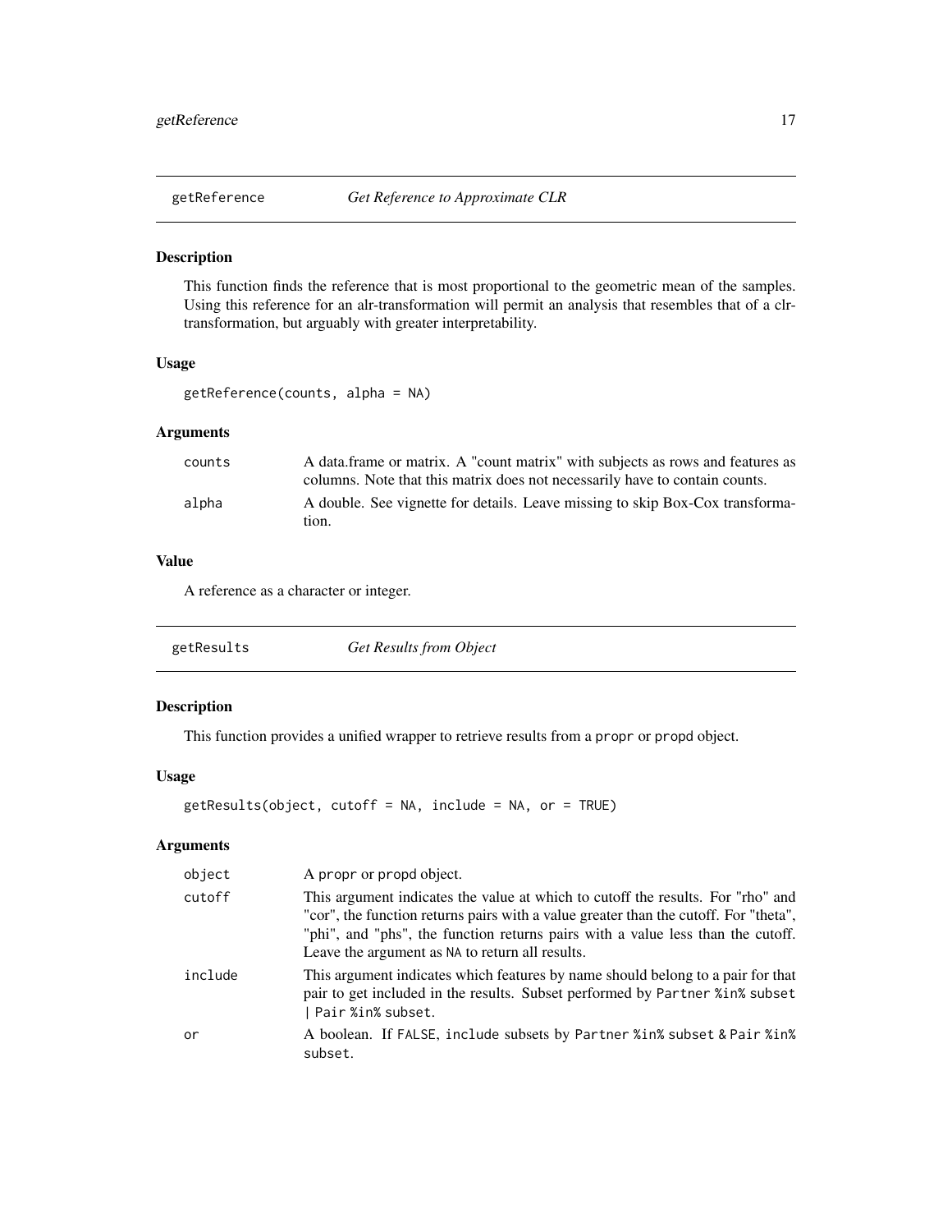## getReference — *Get Reference to Approximate CLR*

### Description

This function finds the reference that is most proportional to the geometric mean of the samples. Using this reference for an alr-transformation will permit an analysis that resembles that of a clr-transformation, but arguably with greater interpretability.

### Usage

```
getReference(counts, alpha = NA)
```

### Arguments

| | |
|---|---|
| `counts` | A data.frame or matrix. A "count matrix" with subjects as rows and features as columns. Note that this matrix does not necessarily have to contain counts. |
| `alpha` | A double. See vignette for details. Leave missing to skip Box-Cox transformation. |

### Value

A reference as a character or integer.

## getResults — *Get Results from Object*

### Description

This function provides a unified wrapper to retrieve results from a `propr` or `propd` object.

### Usage

```
getResults(object, cutoff = NA, include = NA, or = TRUE)
```

### Arguments

| | |
|---|---|
| `object` | A `propr` or `propd` object. |
| `cutoff` | This argument indicates the value at which to cutoff the results. For "rho" and "cor", the function returns pairs with a value greater than the cutoff. For "theta", "phi", and "phs", the function returns pairs with a value less than the cutoff. Leave the argument as `NA` to return all results. |
| `include` | This argument indicates which features by name should belong to a pair for that pair to get included in the results. Subset performed by `Partner %in% subset | Pair %in% subset`. |
| `or` | A boolean. If `FALSE`, `include` subsets by `Partner %in% subset & Pair %in% subset`. |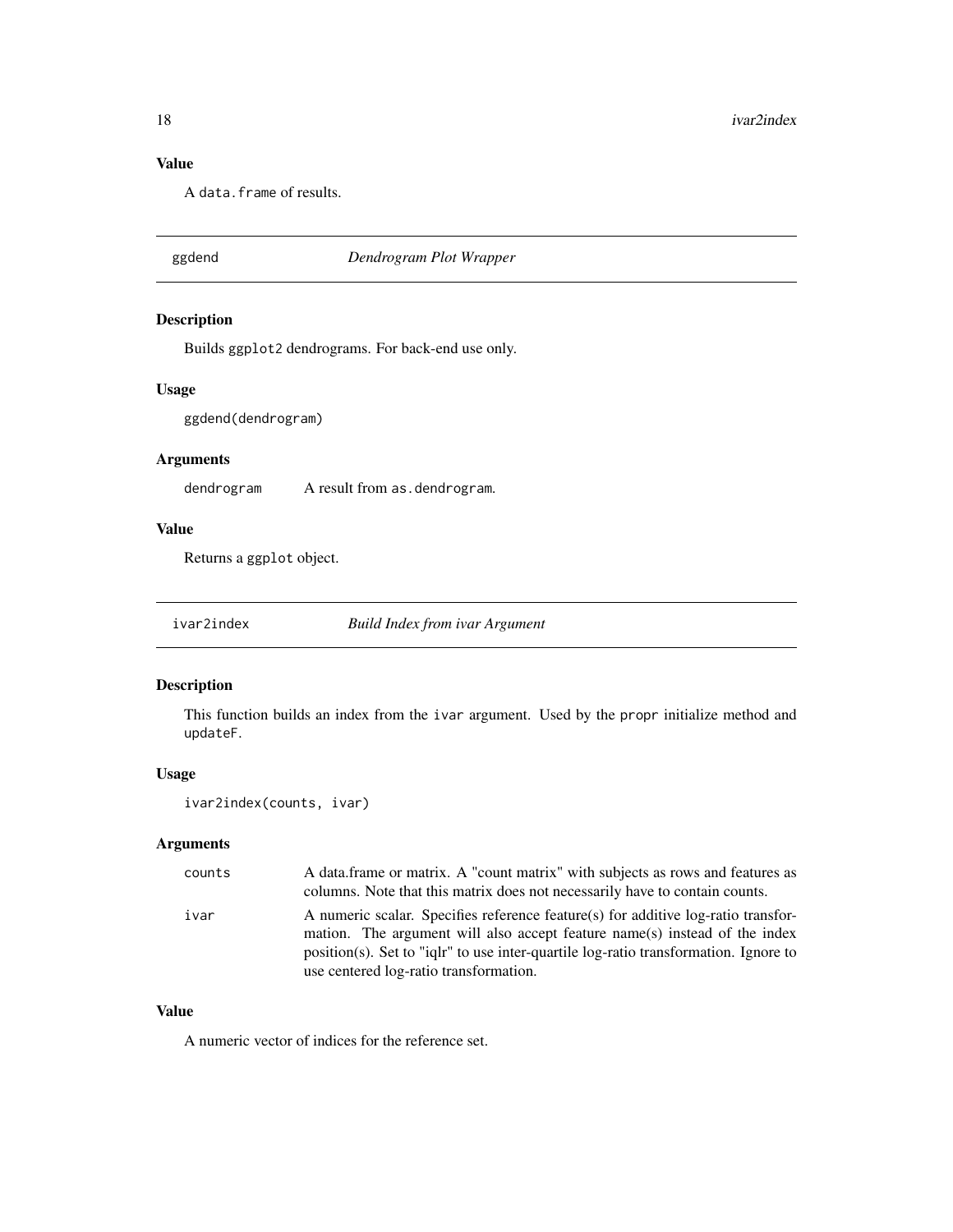### Value

A `data.frame` of results.

## ggdend *Dendrogram Plot Wrapper*

### Description

Builds `ggplot2` dendrograms. For back-end use only.

### Usage

```
ggdend(dendrogram)
```

### Arguments

| | |
|---|---|
| `dendrogram` | A result from `as.dendrogram`. |

### Value

Returns a `ggplot` object.

## ivar2index *Build Index from ivar Argument*

### Description

This function builds an index from the `ivar` argument. Used by the `propr` initialize method and `updateF`.

### Usage

```
ivar2index(counts, ivar)
```

### Arguments

| | |
|---|---|
| `counts` | A data.frame or matrix. A "count matrix" with subjects as rows and features as columns. Note that this matrix does not necessarily have to contain counts. |
| `ivar` | A numeric scalar. Specifies reference feature(s) for additive log-ratio transformation. The argument will also accept feature name(s) instead of the index position(s). Set to "iqlr" to use inter-quartile log-ratio transformation. Ignore to use centered log-ratio transformation. |

### Value

A numeric vector of indices for the reference set.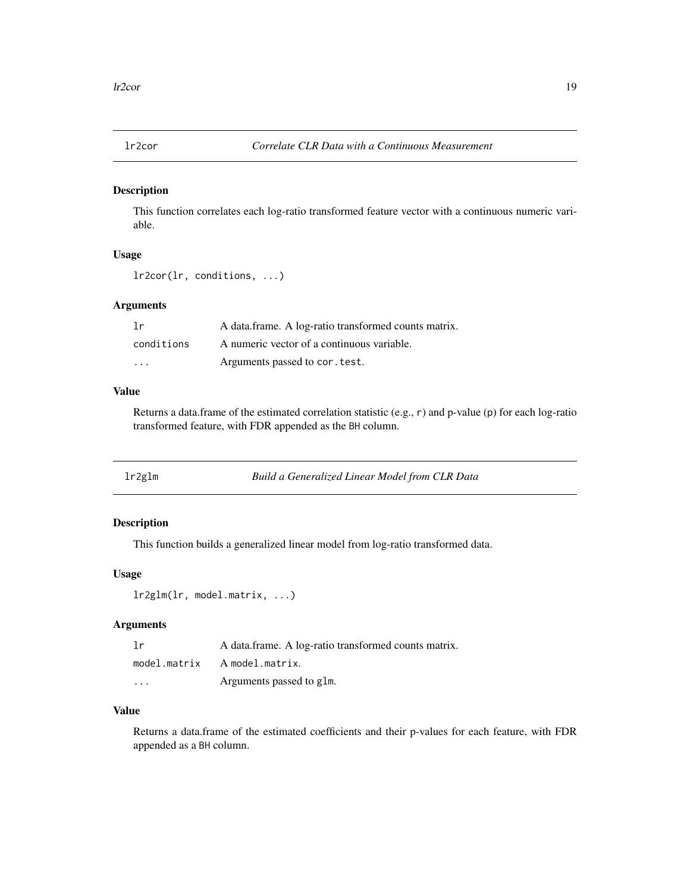## lr2cor *Correlate CLR Data with a Continuous Measurement*

### Description

This function correlates each log-ratio transformed feature vector with a continuous numeric variable.

### Usage

```
lr2cor(lr, conditions, ...)
```

### Arguments

| | |
|---|---|
| `lr` | A data.frame. A log-ratio transformed counts matrix. |
| `conditions` | A numeric vector of a continuous variable. |
| `...` | Arguments passed to `cor.test`. |

### Value

Returns a data.frame of the estimated correlation statistic (e.g., `r`) and p-value (`p`) for each log-ratio transformed feature, with FDR appended as the `BH` column.

## lr2glm *Build a Generalized Linear Model from CLR Data*

### Description

This function builds a generalized linear model from log-ratio transformed data.

### Usage

```
lr2glm(lr, model.matrix, ...)
```

### Arguments

| | |
|---|---|
| `lr` | A data.frame. A log-ratio transformed counts matrix. |
| `model.matrix` | A `model.matrix`. |
| `...` | Arguments passed to `glm`. |

### Value

Returns a data.frame of the estimated coefficients and their p-values for each feature, with FDR appended as a `BH` column.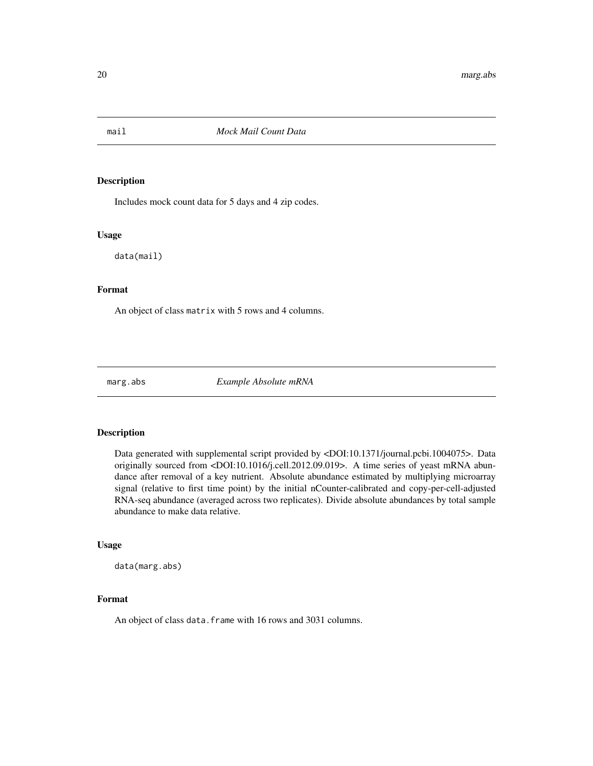## mail — *Mock Mail Count Data*

### Description

Includes mock count data for 5 days and 4 zip codes.

### Usage

```
data(mail)
```

### Format

An object of class `matrix` with 5 rows and 4 columns.

## marg.abs — *Example Absolute mRNA*

### Description

Data generated with supplemental script provided by <DOI:10.1371/journal.pcbi.1004075>. Data originally sourced from <DOI:10.1016/j.cell.2012.09.019>. A time series of yeast mRNA abundance after removal of a key nutrient. Absolute abundance estimated by multiplying microarray signal (relative to first time point) by the initial nCounter-calibrated and copy-per-cell-adjusted RNA-seq abundance (averaged across two replicates). Divide absolute abundances by total sample abundance to make data relative.

### Usage

```
data(marg.abs)
```

### Format

An object of class `data.frame` with 16 rows and 3031 columns.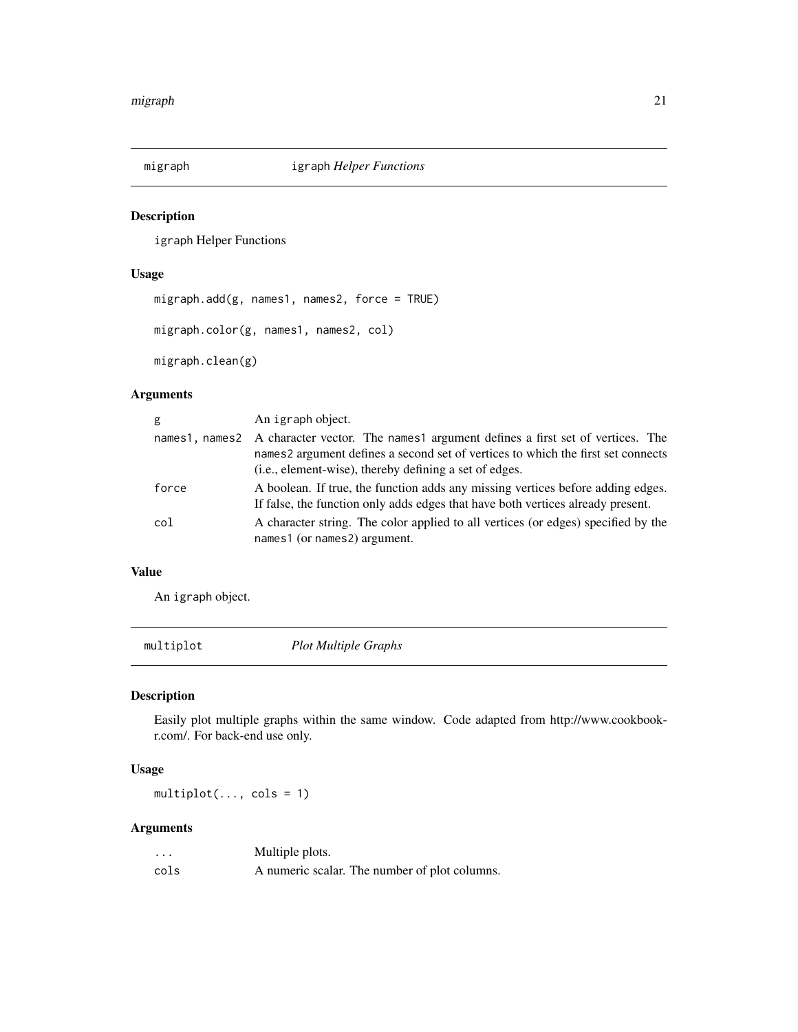## migraph — igraph *Helper Functions*

### Description

igraph Helper Functions

### Usage

```
migraph.add(g, names1, names2, force = TRUE)

migraph.color(g, names1, names2, col)

migraph.clean(g)
```

### Arguments

| | |
|---|---|
| g | An igraph object. |
| names1, names2 | A character vector. The names1 argument defines a first set of vertices. The names2 argument defines a second set of vertices to which the first set connects (i.e., element-wise), thereby defining a set of edges. |
| force | A boolean. If true, the function adds any missing vertices before adding edges. If false, the function only adds edges that have both vertices already present. |
| col | A character string. The color applied to all vertices (or edges) specified by the names1 (or names2) argument. |

### Value

An igraph object.

## multiplot — *Plot Multiple Graphs*

### Description

Easily plot multiple graphs within the same window. Code adapted from http://www.cookbook-r.com/. For back-end use only.

### Usage

```
multiplot(..., cols = 1)
```

### Arguments

| | |
|---|---|
| ... | Multiple plots. |
| cols | A numeric scalar. The number of plot columns. |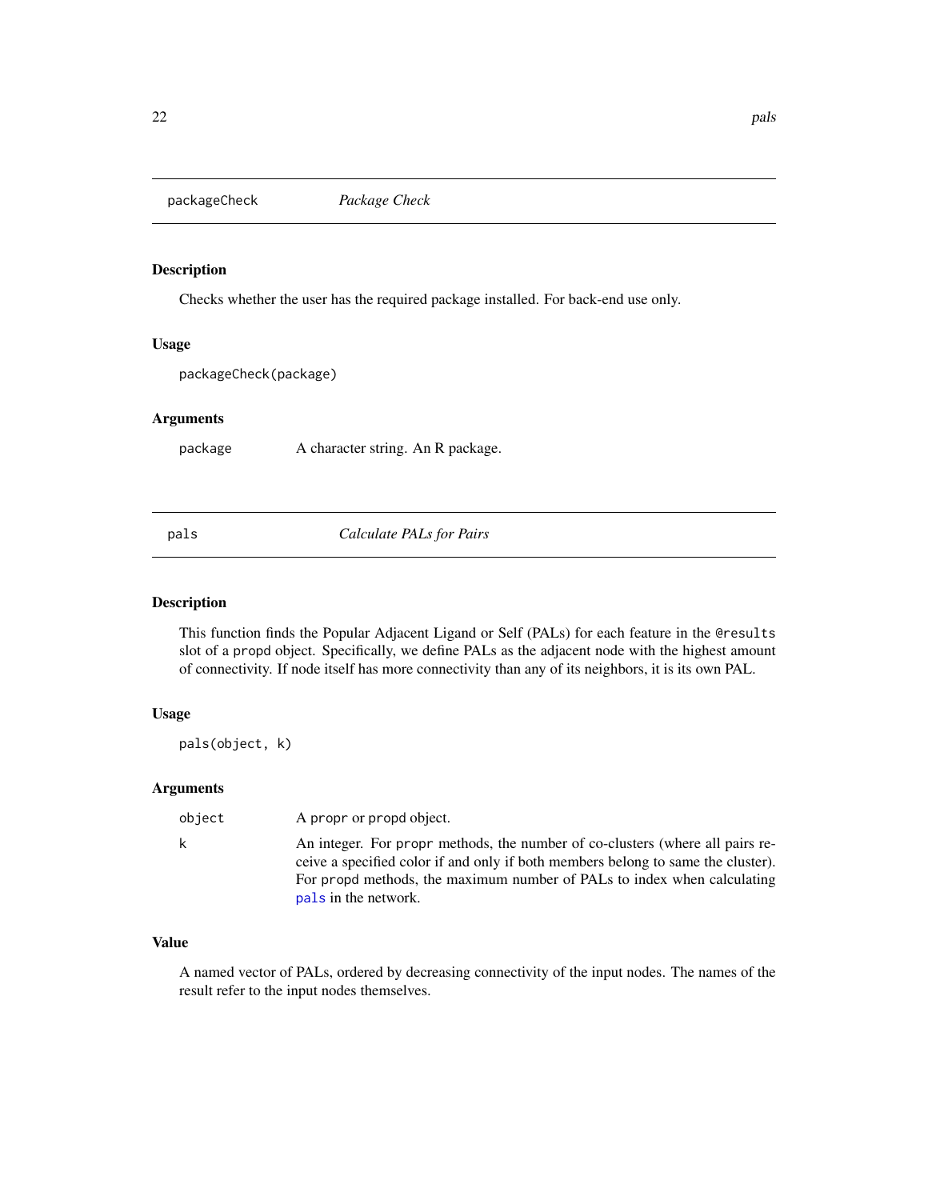## packageCheck *Package Check*

### Description

Checks whether the user has the required package installed. For back-end use only.

### Usage

```
packageCheck(package)
```

### Arguments

| | |
|---|---|
| package | A character string. An R package. |

## pals *Calculate PALs for Pairs*

### Description

This function finds the Popular Adjacent Ligand or Self (PALs) for each feature in the `@results` slot of a `propd` object. Specifically, we define PALs as the adjacent node with the highest amount of connectivity. If node itself has more connectivity than any of its neighbors, it is its own PAL.

### Usage

```
pals(object, k)
```

### Arguments

| | |
|---|---|
| object | A `propr` or `propd` object. |
| k | An integer. For `propr` methods, the number of co-clusters (where all pairs receive a specified color if and only if both members belong to same the cluster). For `propd` methods, the maximum number of PALs to index when calculating `pals` in the network. |

### Value

A named vector of PALs, ordered by decreasing connectivity of the input nodes. The names of the result refer to the input nodes themselves.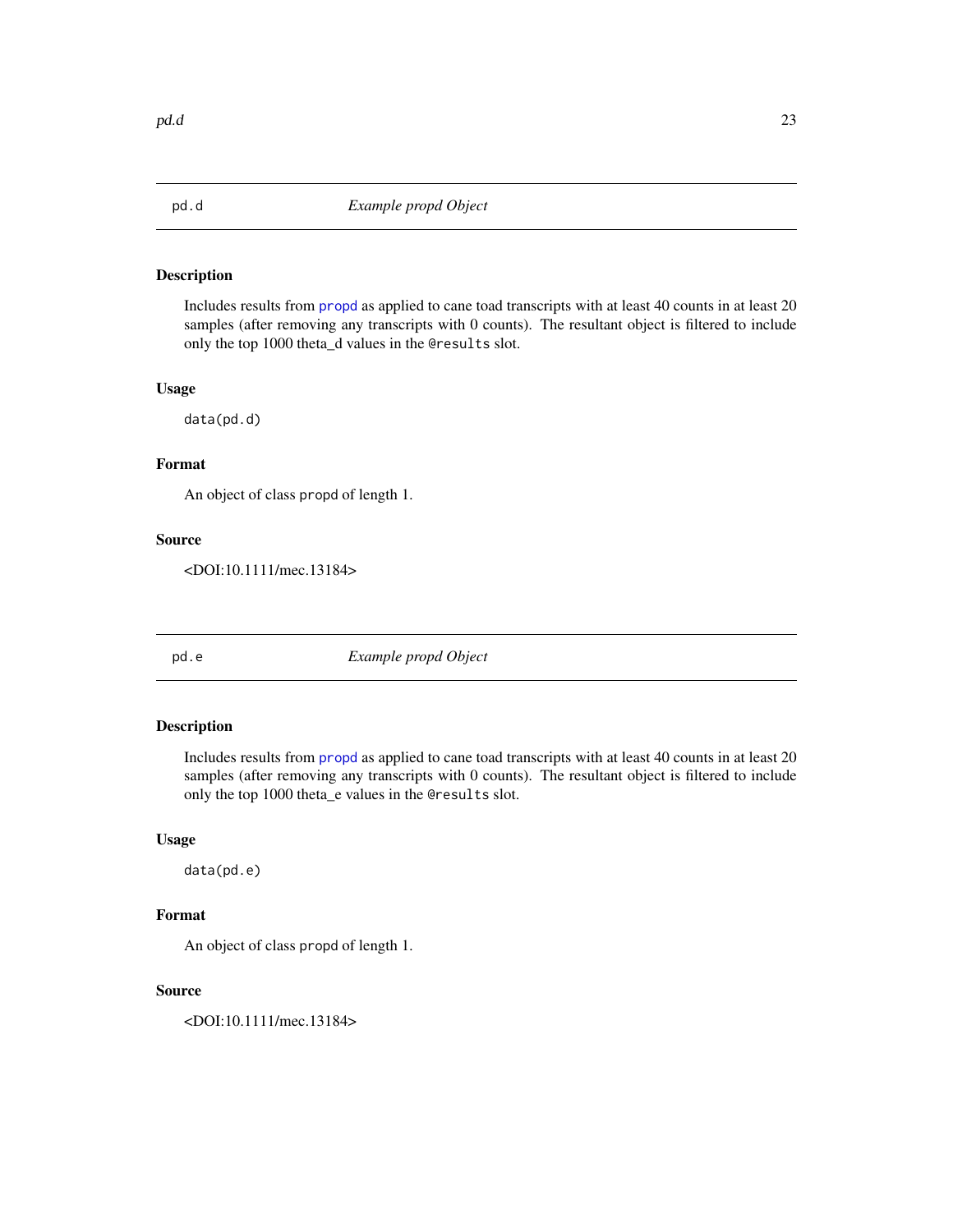## pd.d *Example propd Object*

### Description

Includes results from propd as applied to cane toad transcripts with at least 40 counts in at least 20 samples (after removing any transcripts with 0 counts). The resultant object is filtered to include only the top 1000 theta_d values in the @results slot.

### Usage

```
data(pd.d)
```

### Format

An object of class propd of length 1.

### Source

<DOI:10.1111/mec.13184>

## pd.e *Example propd Object*

### Description

Includes results from propd as applied to cane toad transcripts with at least 40 counts in at least 20 samples (after removing any transcripts with 0 counts). The resultant object is filtered to include only the top 1000 theta_e values in the @results slot.

### Usage

```
data(pd.e)
```

### Format

An object of class propd of length 1.

### Source

<DOI:10.1111/mec.13184>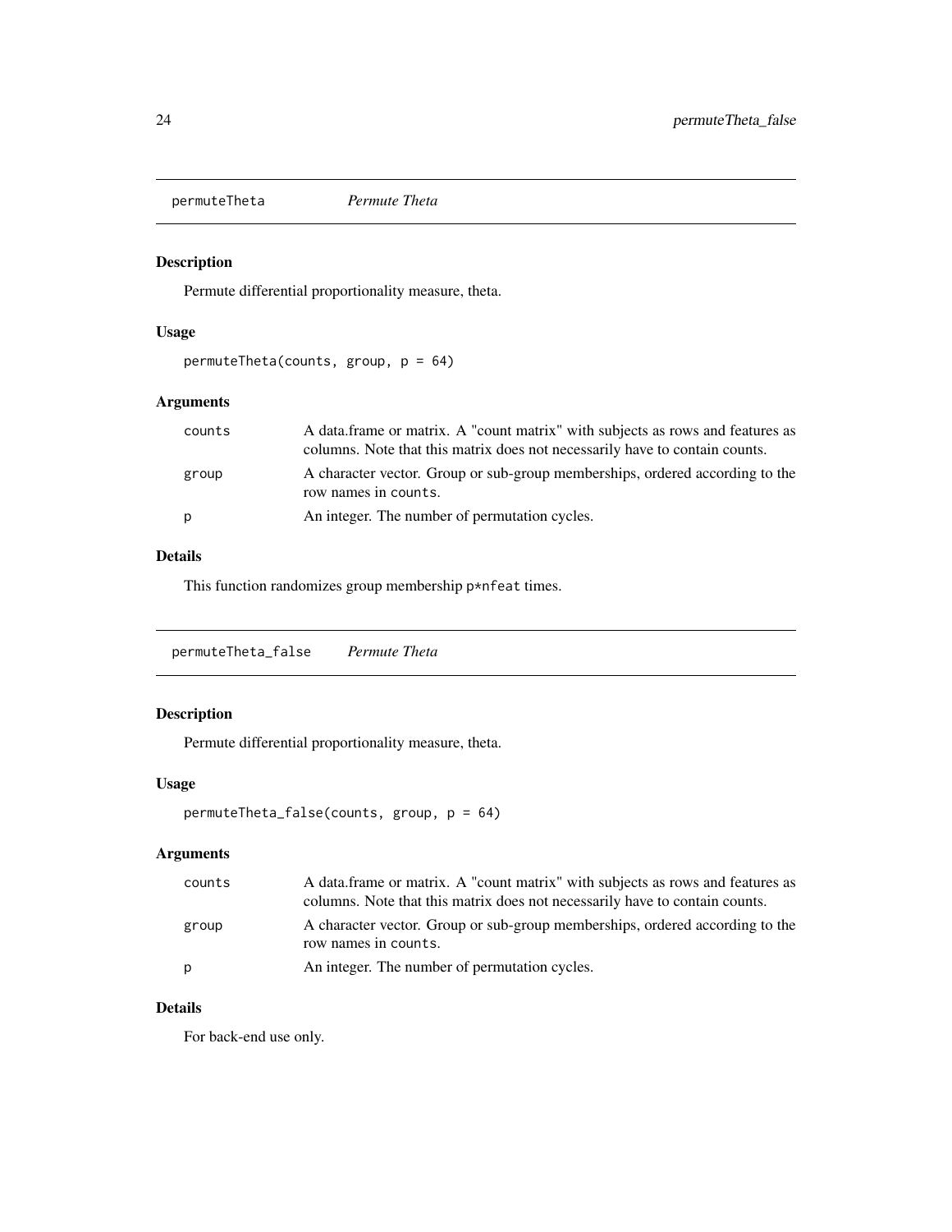## permuteTheta *Permute Theta*

### Description

Permute differential proportionality measure, theta.

### Usage

```
permuteTheta(counts, group, p = 64)
```

### Arguments

| | |
|---|---|
| counts | A data.frame or matrix. A "count matrix" with subjects as rows and features as columns. Note that this matrix does not necessarily have to contain counts. |
| group | A character vector. Group or sub-group memberships, ordered according to the row names in `counts`. |
| p | An integer. The number of permutation cycles. |

### Details

This function randomizes group membership `p*nfeat` times.

## permuteTheta_false *Permute Theta*

### Description

Permute differential proportionality measure, theta.

### Usage

```
permuteTheta_false(counts, group, p = 64)
```

### Arguments

| | |
|---|---|
| counts | A data.frame or matrix. A "count matrix" with subjects as rows and features as columns. Note that this matrix does not necessarily have to contain counts. |
| group | A character vector. Group or sub-group memberships, ordered according to the row names in `counts`. |
| p | An integer. The number of permutation cycles. |

### Details

For back-end use only.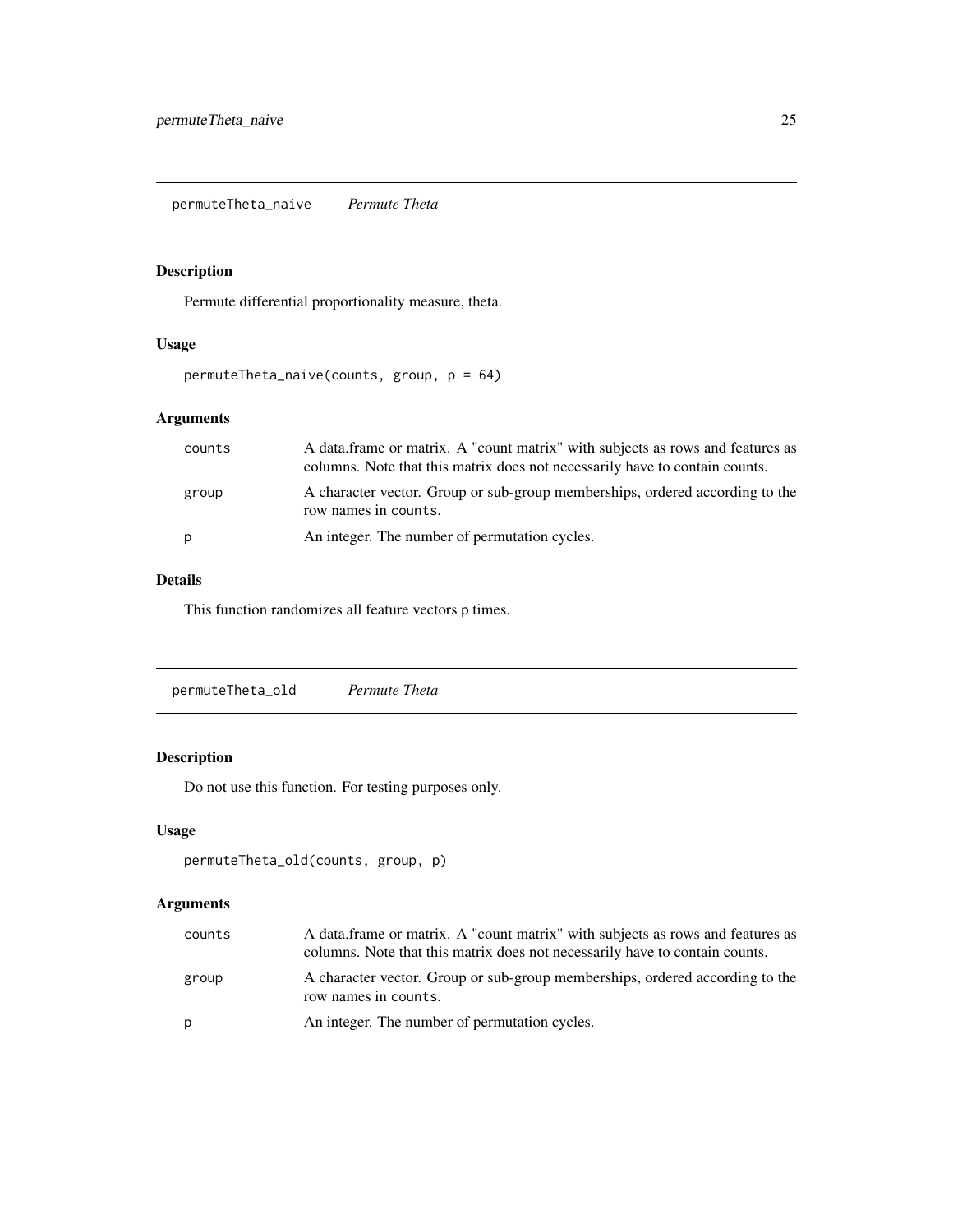## permuteTheta_naive — *Permute Theta*

### Description

Permute differential proportionality measure, theta.

### Usage

```
permuteTheta_naive(counts, group, p = 64)
```

### Arguments

| | |
|---|---|
| counts | A data.frame or matrix. A "count matrix" with subjects as rows and features as columns. Note that this matrix does not necessarily have to contain counts. |
| group | A character vector. Group or sub-group memberships, ordered according to the row names in counts. |
| p | An integer. The number of permutation cycles. |

### Details

This function randomizes all feature vectors p times.

## permuteTheta_old — *Permute Theta*

### Description

Do not use this function. For testing purposes only.

### Usage

```
permuteTheta_old(counts, group, p)
```

### Arguments

| | |
|---|---|
| counts | A data.frame or matrix. A "count matrix" with subjects as rows and features as columns. Note that this matrix does not necessarily have to contain counts. |
| group | A character vector. Group or sub-group memberships, ordered according to the row names in counts. |
| p | An integer. The number of permutation cycles. |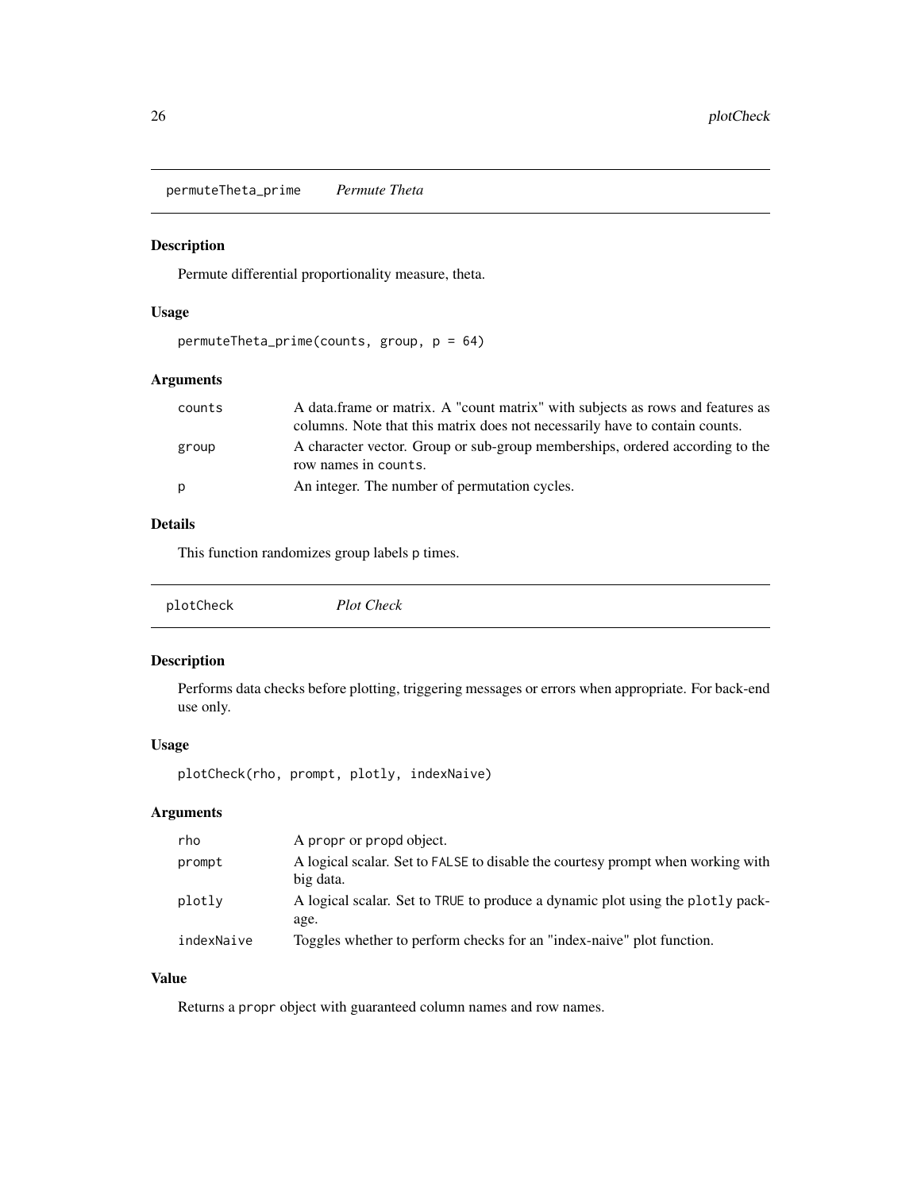## permuteTheta_prime *Permute Theta*

### Description

Permute differential proportionality measure, theta.

### Usage

```
permuteTheta_prime(counts, group, p = 64)
```

### Arguments

| | |
|---|---|
| counts | A data.frame or matrix. A "count matrix" with subjects as rows and features as columns. Note that this matrix does not necessarily have to contain counts. |
| group | A character vector. Group or sub-group memberships, ordered according to the row names in counts. |
| p | An integer. The number of permutation cycles. |

### Details

This function randomizes group labels p times.

## plotCheck *Plot Check*

### Description

Performs data checks before plotting, triggering messages or errors when appropriate. For back-end use only.

### Usage

```
plotCheck(rho, prompt, plotly, indexNaive)
```

### Arguments

| | |
|---|---|
| rho | A propr or propd object. |
| prompt | A logical scalar. Set to FALSE to disable the courtesy prompt when working with big data. |
| plotly | A logical scalar. Set to TRUE to produce a dynamic plot using the plotly package. |
| indexNaive | Toggles whether to perform checks for an "index-naive" plot function. |

### Value

Returns a propr object with guaranteed column names and row names.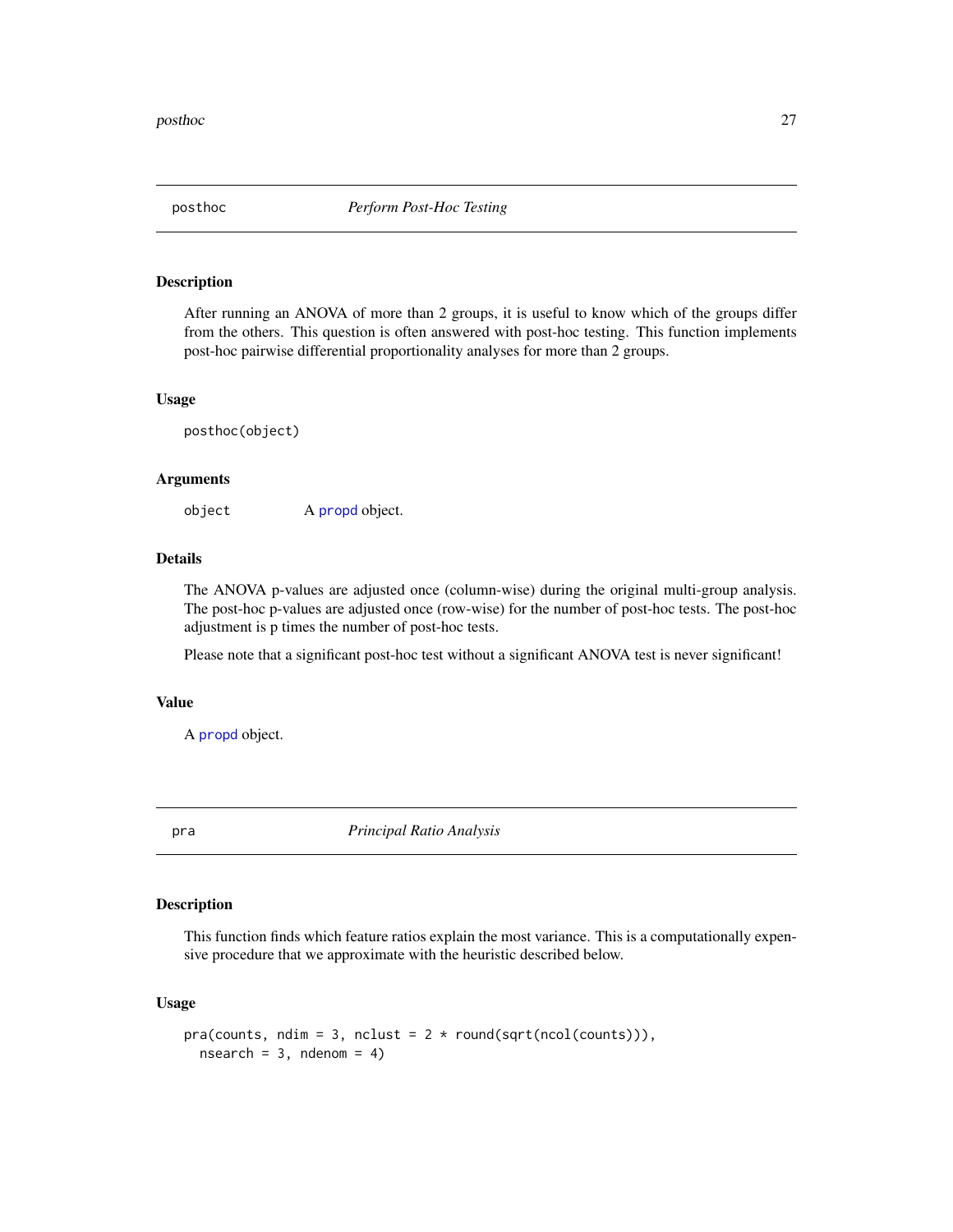## posthoc — *Perform Post-Hoc Testing*

### Description

After running an ANOVA of more than 2 groups, it is useful to know which of the groups differ from the others. This question is often answered with post-hoc testing. This function implements post-hoc pairwise differential proportionality analyses for more than 2 groups.

### Usage

```
posthoc(object)
```

### Arguments

| | |
|---|---|
| object | A propd object. |

### Details

The ANOVA p-values are adjusted once (column-wise) during the original multi-group analysis. The post-hoc p-values are adjusted once (row-wise) for the number of post-hoc tests. The post-hoc adjustment is p times the number of post-hoc tests.

Please note that a significant post-hoc test without a significant ANOVA test is never significant!

### Value

A propd object.

## pra — *Principal Ratio Analysis*

### Description

This function finds which feature ratios explain the most variance. This is a computationally expensive procedure that we approximate with the heuristic described below.

### Usage

```
pra(counts, ndim = 3, nclust = 2 * round(sqrt(ncol(counts))),
  nsearch = 3, ndenom = 4)
```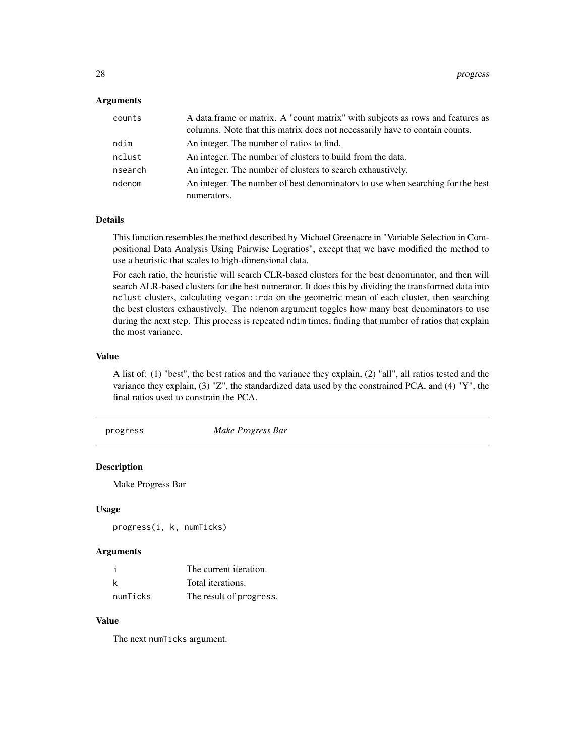### Arguments

| | |
|---|---|
| counts | A data.frame or matrix. A "count matrix" with subjects as rows and features as columns. Note that this matrix does not necessarily have to contain counts. |
| ndim | An integer. The number of ratios to find. |
| nclust | An integer. The number of clusters to build from the data. |
| nsearch | An integer. The number of clusters to search exhaustively. |
| ndenom | An integer. The number of best denominators to use when searching for the best numerators. |

### Details

This function resembles the method described by Michael Greenacre in "Variable Selection in Compositional Data Analysis Using Pairwise Logratios", except that we have modified the method to use a heuristic that scales to high-dimensional data.

For each ratio, the heuristic will search CLR-based clusters for the best denominator, and then will search ALR-based clusters for the best numerator. It does this by dividing the transformed data into `nclust` clusters, calculating `vegan::rda` on the geometric mean of each cluster, then searching the best clusters exhaustively. The `ndenom` argument toggles how many best denominators to use during the next step. This process is repeated `ndim` times, finding that number of ratios that explain the most variance.

### Value

A list of: (1) "best", the best ratios and the variance they explain, (2) "all", all ratios tested and the variance they explain, (3) "Z", the standardized data used by the constrained PCA, and (4) "Y", the final ratios used to constrain the PCA.

---

## progress — *Make Progress Bar*

### Description

Make Progress Bar

### Usage

```
progress(i, k, numTicks)
```

### Arguments

| | |
|---|---|
| i | The current iteration. |
| k | Total iterations. |
| numTicks | The result of `progress`. |

### Value

The next `numTicks` argument.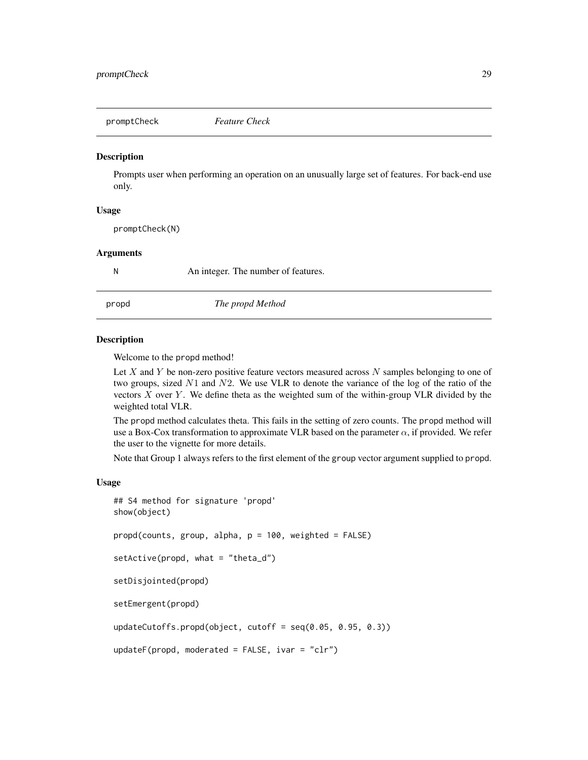## promptCheck *Feature Check*

### Description

Prompts user when performing an operation on an unusually large set of features. For back-end use only.

### Usage

```
promptCheck(N)
```

### Arguments

| | |
|---|---|
| N | An integer. The number of features. |

## propd *The propd Method*

### Description

Welcome to the propd method!

Let $X$ and $Y$ be non-zero positive feature vectors measured across $N$ samples belonging to one of two groups, sized $N1$ and $N2$. We use VLR to denote the variance of the log of the ratio of the vectors $X$ over $Y$. We define theta as the weighted sum of the within-group VLR divided by the weighted total VLR.

The propd method calculates theta. This fails in the setting of zero counts. The propd method will use a Box-Cox transformation to approximate VLR based on the parameter $\alpha$, if provided. We refer the user to the vignette for more details.

Note that Group 1 always refers to the first element of the group vector argument supplied to propd.

### Usage

```
## S4 method for signature 'propd'
show(object)

propd(counts, group, alpha, p = 100, weighted = FALSE)

setActive(propd, what = "theta_d")

setDisjointed(propd)

setEmergent(propd)

updateCutoffs.propd(object, cutoff = seq(0.05, 0.95, 0.3))

updateF(propd, moderated = FALSE, ivar = "clr")
```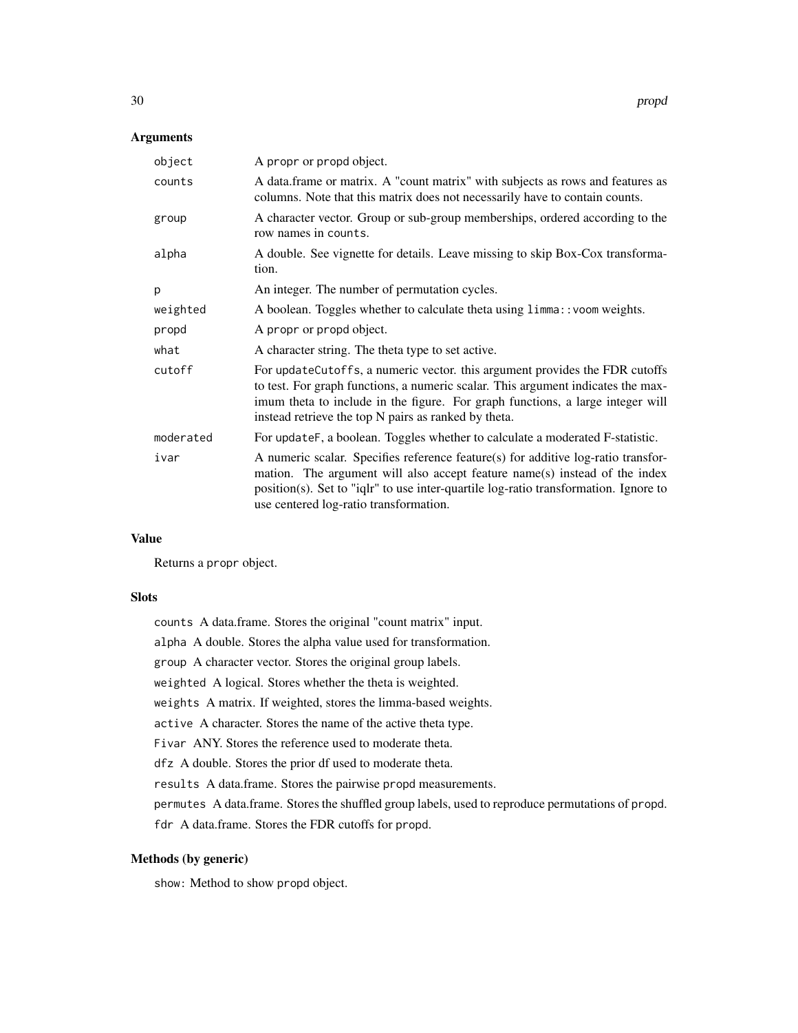## Arguments

| | |
|---|---|
| `object` | A `propr` or `propd` object. |
| `counts` | A data.frame or matrix. A "count matrix" with subjects as rows and features as columns. Note that this matrix does not necessarily have to contain counts. |
| `group` | A character vector. Group or sub-group memberships, ordered according to the row names in `counts`. |
| `alpha` | A double. See vignette for details. Leave missing to skip Box-Cox transformation. |
| `p` | An integer. The number of permutation cycles. |
| `weighted` | A boolean. Toggles whether to calculate theta using `limma::voom` weights. |
| `propd` | A `propr` or `propd` object. |
| `what` | A character string. The theta type to set active. |
| `cutoff` | For `updateCutoffs`, a numeric vector. this argument provides the FDR cutoffs to test. For graph functions, a numeric scalar. This argument indicates the maximum theta to include in the figure. For graph functions, a large integer will instead retrieve the top N pairs as ranked by theta. |
| `moderated` | For `updateF`, a boolean. Toggles whether to calculate a moderated F-statistic. |
| `ivar` | A numeric scalar. Specifies reference feature(s) for additive log-ratio transformation. The argument will also accept feature name(s) instead of the index position(s). Set to "iqlr" to use inter-quartile log-ratio transformation. Ignore to use centered log-ratio transformation. |

## Value

Returns a `propr` object.

## Slots

`counts` A data.frame. Stores the original "count matrix" input.

`alpha` A double. Stores the alpha value used for transformation.

`group` A character vector. Stores the original group labels.

`weighted` A logical. Stores whether the theta is weighted.

`weights` A matrix. If weighted, stores the limma-based weights.

`active` A character. Stores the name of the active theta type.

`Fivar` ANY. Stores the reference used to moderate theta.

`dfz` A double. Stores the prior df used to moderate theta.

`results` A data.frame. Stores the pairwise `propd` measurements.

`permutes` A data.frame. Stores the shuffled group labels, used to reproduce permutations of `propd`.

`fdr` A data.frame. Stores the FDR cutoffs for `propd`.

## Methods (by generic)

`show`: Method to show `propd` object.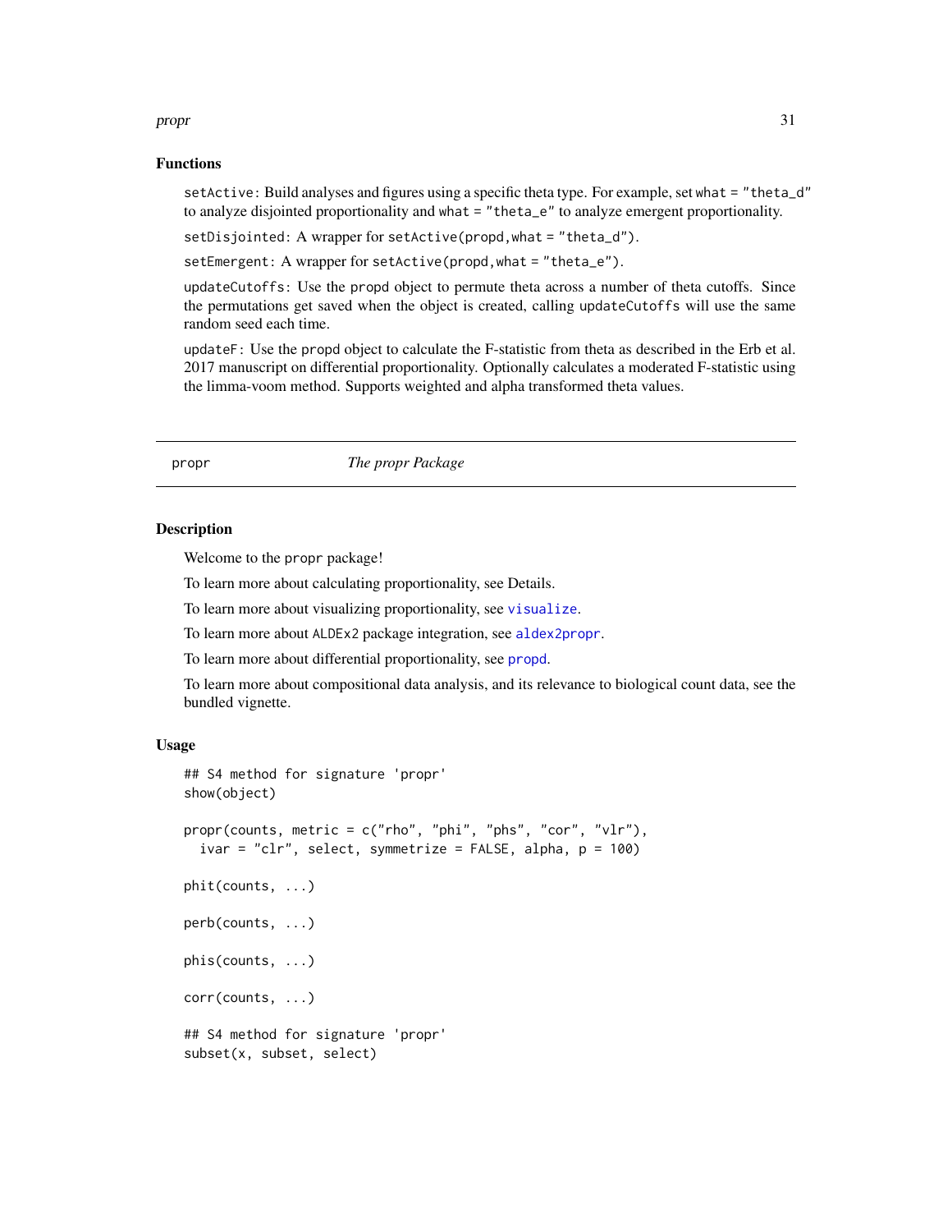### Functions

`setActive`: Build analyses and figures using a specific theta type. For example, set `what = "theta_d"` to analyze disjointed proportionality and `what = "theta_e"` to analyze emergent proportionality.

`setDisjointed`: A wrapper for `setActive(propd,what = "theta_d")`.

`setEmergent`: A wrapper for `setActive(propd,what = "theta_e")`.

`updateCutoffs`: Use the `propd` object to permute theta across a number of theta cutoffs. Since the permutations get saved when the object is created, calling `updateCutoffs` will use the same random seed each time.

`updateF`: Use the `propd` object to calculate the F-statistic from theta as described in the Erb et al. 2017 manuscript on differential proportionality. Optionally calculates a moderated F-statistic using the limma-voom method. Supports weighted and alpha transformed theta values.

---

## propr — *The propr Package*

---

### Description

Welcome to the `propr` package!

To learn more about calculating proportionality, see Details.

To learn more about visualizing proportionality, see `visualize`.

To learn more about `ALDEx2` package integration, see `aldex2propr`.

To learn more about differential proportionality, see `propd`.

To learn more about compositional data analysis, and its relevance to biological count data, see the bundled vignette.

### Usage

```
## S4 method for signature 'propr'
show(object)

propr(counts, metric = c("rho", "phi", "phs", "cor", "vlr"),
  ivar = "clr", select, symmetrize = FALSE, alpha, p = 100)

phit(counts, ...)

perb(counts, ...)

phis(counts, ...)

corr(counts, ...)

## S4 method for signature 'propr'
subset(x, subset, select)
```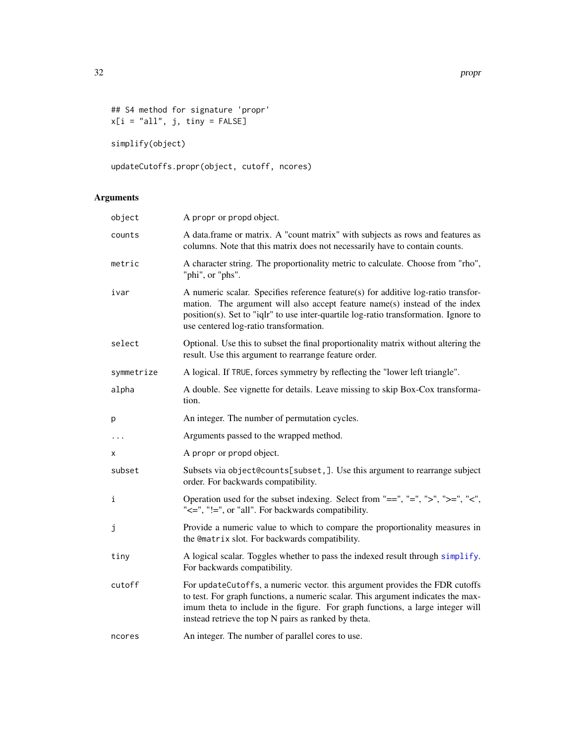```
## S4 method for signature 'propr'
x[i = "all", j, tiny = FALSE]

simplify(object)

updateCutoffs.propr(object, cutoff, ncores)
```

## Arguments

| | |
|---|---|
| object | A propr or propd object. |
| counts | A data.frame or matrix. A "count matrix" with subjects as rows and features as columns. Note that this matrix does not necessarily have to contain counts. |
| metric | A character string. The proportionality metric to calculate. Choose from "rho", "phi", or "phs". |
| ivar | A numeric scalar. Specifies reference feature(s) for additive log-ratio transformation. The argument will also accept feature name(s) instead of the index position(s). Set to "iqlr" to use inter-quartile log-ratio transformation. Ignore to use centered log-ratio transformation. |
| select | Optional. Use this to subset the final proportionality matrix without altering the result. Use this argument to rearrange feature order. |
| symmetrize | A logical. If TRUE, forces symmetry by reflecting the "lower left triangle". |
| alpha | A double. See vignette for details. Leave missing to skip Box-Cox transformation. |
| p | An integer. The number of permutation cycles. |
| ... | Arguments passed to the wrapped method. |
| x | A propr or propd object. |
| subset | Subsets via object@counts[subset,]. Use this argument to rearrange subject order. For backwards compatibility. |
| i | Operation used for the subset indexing. Select from "==", "=", ">", ">=", "<", "<=", "!=", or "all". For backwards compatibility. |
| j | Provide a numeric value to which to compare the proportionality measures in the @matrix slot. For backwards compatibility. |
| tiny | A logical scalar. Toggles whether to pass the indexed result through simplify. For backwards compatibility. |
| cutoff | For updateCutoffs, a numeric vector. this argument provides the FDR cutoffs to test. For graph functions, a numeric scalar. This argument indicates the maximum theta to include in the figure. For graph functions, a large integer will instead retrieve the top N pairs as ranked by theta. |
| ncores | An integer. The number of parallel cores to use. |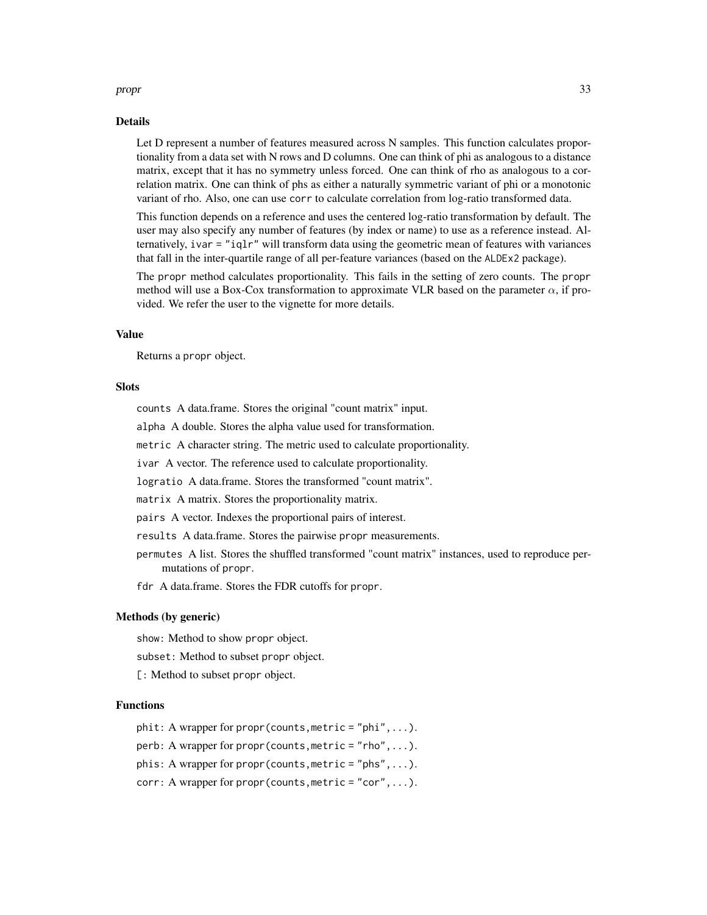## Details

Let D represent a number of features measured across N samples. This function calculates proportionality from a data set with N rows and D columns. One can think of phi as analogous to a distance matrix, except that it has no symmetry unless forced. One can think of rho as analogous to a correlation matrix. One can think of phs as either a naturally symmetric variant of phi or a monotonic variant of rho. Also, one can use `corr` to calculate correlation from log-ratio transformed data.

This function depends on a reference and uses the centered log-ratio transformation by default. The user may also specify any number of features (by index or name) to use as a reference instead. Alternatively, `ivar = "iqlr"` will transform data using the geometric mean of features with variances that fall in the inter-quartile range of all per-feature variances (based on the ALDEx2 package).

The `propr` method calculates proportionality. This fails in the setting of zero counts. The `propr` method will use a Box-Cox transformation to approximate VLR based on the parameter $\alpha$, if provided. We refer the user to the vignette for more details.

## Value

Returns a `propr` object.

## Slots

`counts` A data.frame. Stores the original "count matrix" input.

`alpha` A double. Stores the alpha value used for transformation.

`metric` A character string. The metric used to calculate proportionality.

`ivar` A vector. The reference used to calculate proportionality.

`logratio` A data.frame. Stores the transformed "count matrix".

`matrix` A matrix. Stores the proportionality matrix.

`pairs` A vector. Indexes the proportional pairs of interest.

`results` A data.frame. Stores the pairwise `propr` measurements.

`permutes` A list. Stores the shuffled transformed "count matrix" instances, used to reproduce permutations of `propr`.

`fdr` A data.frame. Stores the FDR cutoffs for `propr`.

## Methods (by generic)

`show`: Method to show `propr` object.

`subset`: Method to subset `propr` object.

`[`: Method to subset `propr` object.

## Functions

`phit`: A wrapper for `propr(counts,metric = "phi",...)`.

`perb`: A wrapper for `propr(counts,metric = "rho",...)`.

`phis`: A wrapper for `propr(counts,metric = "phs",...)`.

`corr`: A wrapper for `propr(counts,metric = "cor",...)`.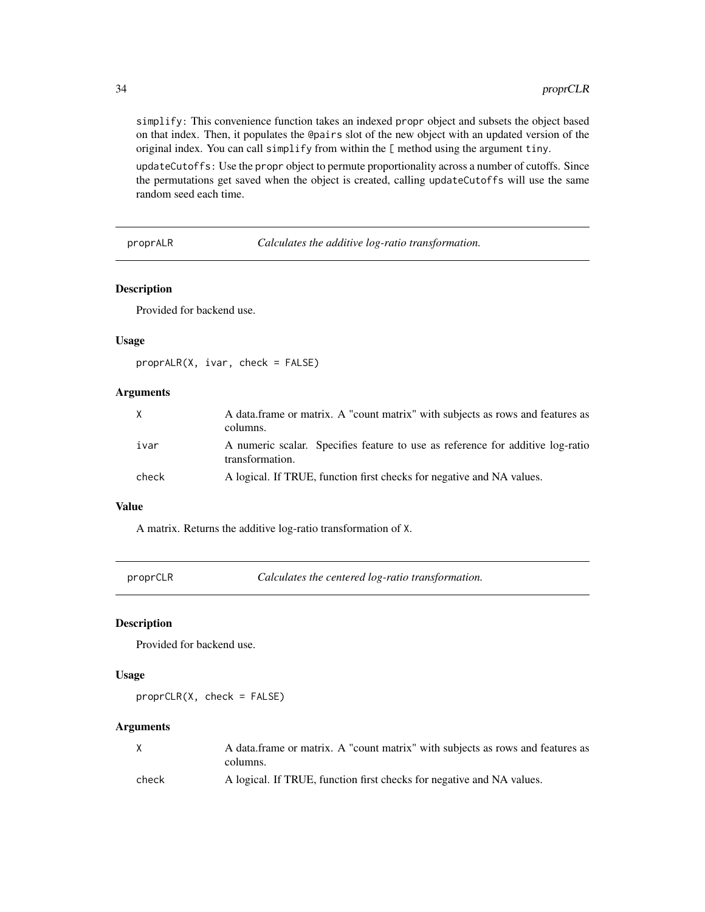simplify: This convenience function takes an indexed propr object and subsets the object based on that index. Then, it populates the @pairs slot of the new object with an updated version of the original index. You can call simplify from within the [ method using the argument tiny.

updateCutoffs: Use the propr object to permute proportionality across a number of cutoffs. Since the permutations get saved when the object is created, calling updateCutoffs will use the same random seed each time.

## proprALR — *Calculates the additive log-ratio transformation.*

### Description

Provided for backend use.

### Usage

```
proprALR(X, ivar, check = FALSE)
```

### Arguments

| | |
|---|---|
| X | A data.frame or matrix. A "count matrix" with subjects as rows and features as columns. |
| ivar | A numeric scalar. Specifies feature to use as reference for additive log-ratio transformation. |
| check | A logical. If TRUE, function first checks for negative and NA values. |

### Value

A matrix. Returns the additive log-ratio transformation of X.

## proprCLR — *Calculates the centered log-ratio transformation.*

### Description

Provided for backend use.

### Usage

```
proprCLR(X, check = FALSE)
```

### Arguments

| | |
|---|---|
| X | A data.frame or matrix. A "count matrix" with subjects as rows and features as columns. |
| check | A logical. If TRUE, function first checks for negative and NA values. |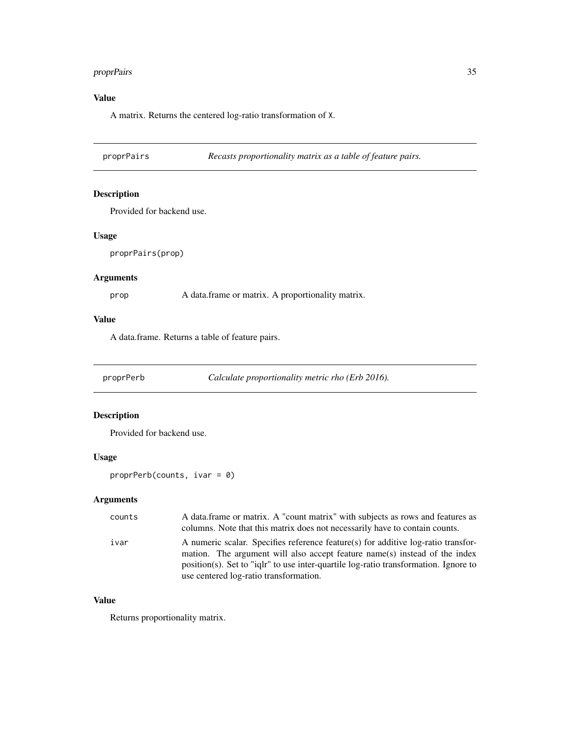**Value**

A matrix. Returns the centered log-ratio transformation of X.

## proprPairs *Recasts proportionality matrix as a table of feature pairs.*

### Description

Provided for backend use.

### Usage

```
proprPairs(prop)
```

### Arguments

| | |
|---|---|
| prop | A data.frame or matrix. A proportionality matrix. |

### Value

A data.frame. Returns a table of feature pairs.

## proprPerb *Calculate proportionality metric rho (Erb 2016).*

### Description

Provided for backend use.

### Usage

```
proprPerb(counts, ivar = 0)
```

### Arguments

| | |
|---|---|
| counts | A data.frame or matrix. A "count matrix" with subjects as rows and features as columns. Note that this matrix does not necessarily have to contain counts. |
| ivar | A numeric scalar. Specifies reference feature(s) for additive log-ratio transformation. The argument will also accept feature name(s) instead of the index position(s). Set to "iqlr" to use inter-quartile log-ratio transformation. Ignore to use centered log-ratio transformation. |

### Value

Returns proportionality matrix.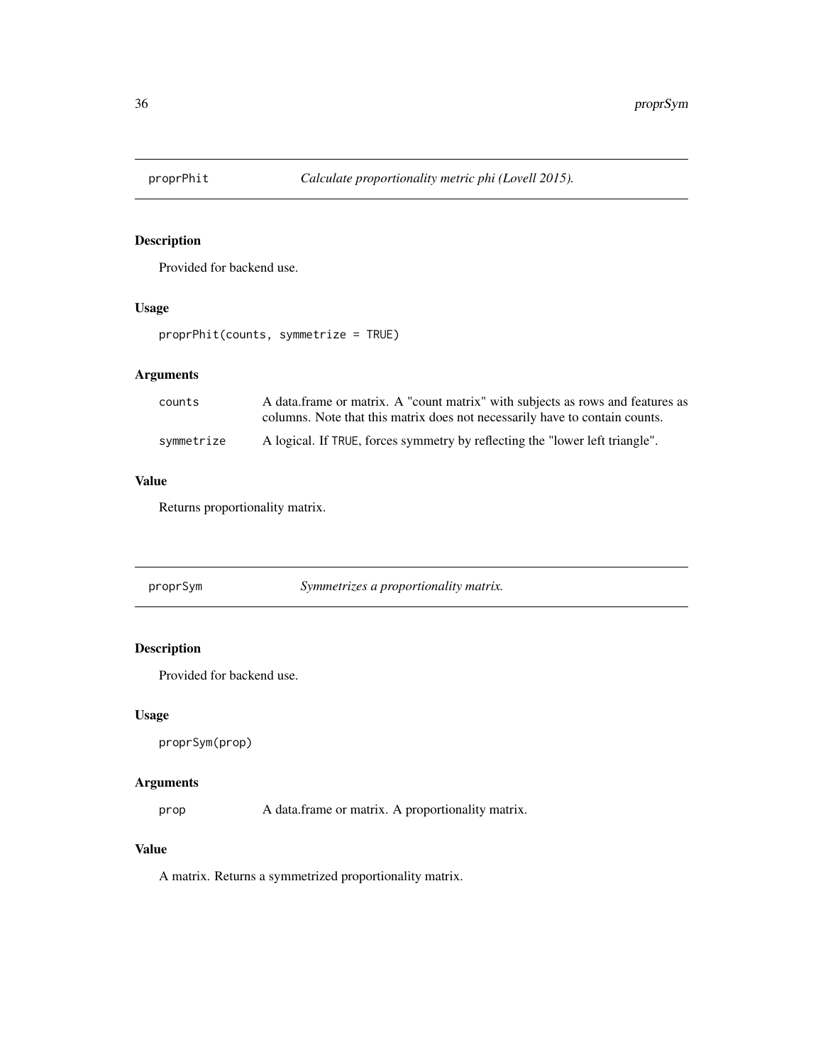## proprPhit — *Calculate proportionality metric phi (Lovell 2015).*

### Description

Provided for backend use.

### Usage

```
proprPhit(counts, symmetrize = TRUE)
```

### Arguments

| | |
|---|---|
| `counts` | A data.frame or matrix. A "count matrix" with subjects as rows and features as columns. Note that this matrix does not necessarily have to contain counts. |
| `symmetrize` | A logical. If `TRUE`, forces symmetry by reflecting the "lower left triangle". |

### Value

Returns proportionality matrix.

## proprSym — *Symmetrizes a proportionality matrix.*

### Description

Provided for backend use.

### Usage

```
proprSym(prop)
```

### Arguments

| | |
|---|---|
| `prop` | A data.frame or matrix. A proportionality matrix. |

### Value

A matrix. Returns a symmetrized proportionality matrix.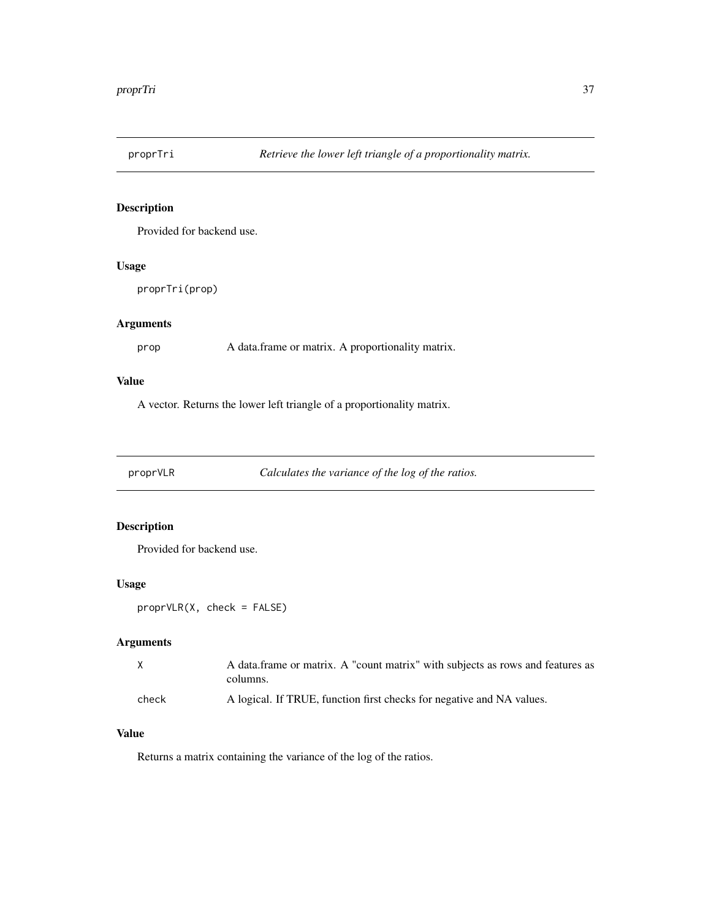## proprTri — *Retrieve the lower left triangle of a proportionality matrix.*

### Description

Provided for backend use.

### Usage

```
proprTri(prop)
```

### Arguments

| | |
|---|---|
| prop | A data.frame or matrix. A proportionality matrix. |

### Value

A vector. Returns the lower left triangle of a proportionality matrix.

## proprVLR — *Calculates the variance of the log of the ratios.*

### Description

Provided for backend use.

### Usage

```
proprVLR(X, check = FALSE)
```

### Arguments

| | |
|---|---|
| X | A data.frame or matrix. A "count matrix" with subjects as rows and features as columns. |
| check | A logical. If TRUE, function first checks for negative and NA values. |

### Value

Returns a matrix containing the variance of the log of the ratios.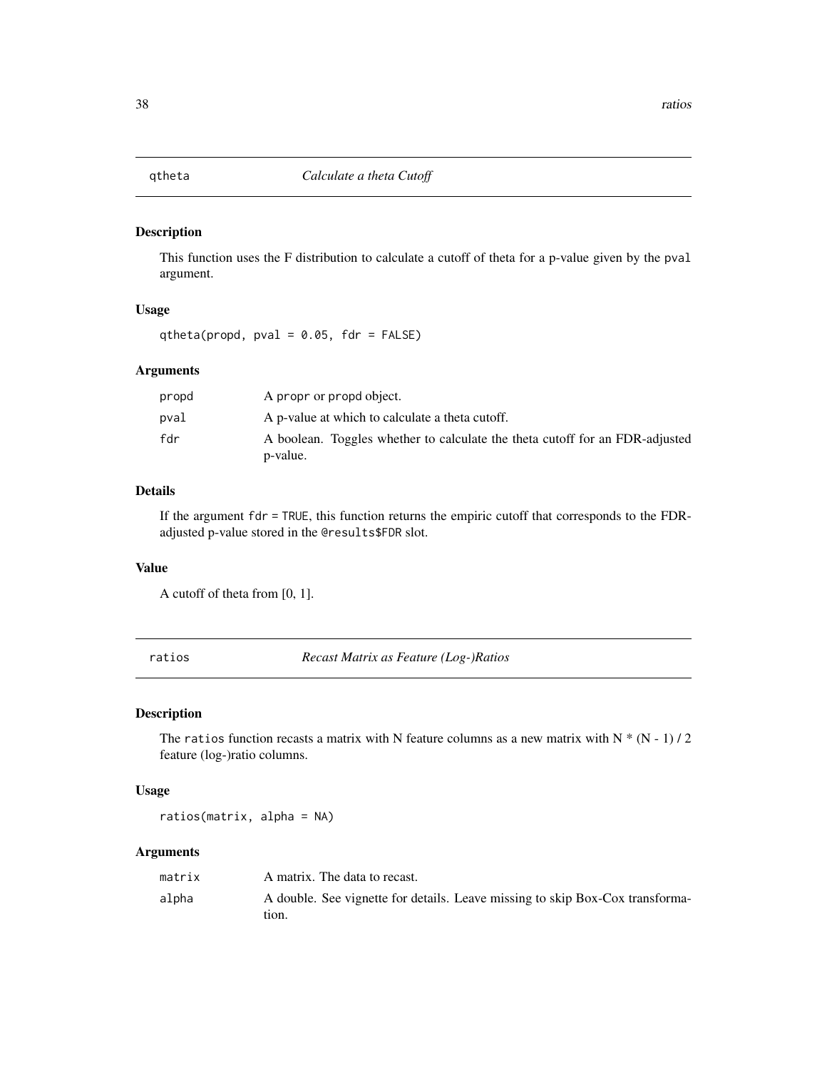## qtheta — *Calculate a theta Cutoff*

### Description

This function uses the F distribution to calculate a cutoff of theta for a p-value given by the `pval` argument.

### Usage

```
qtheta(propd, pval = 0.05, fdr = FALSE)
```

### Arguments

| | |
|---|---|
| `propd` | A `propr` or `propd` object. |
| `pval` | A p-value at which to calculate a theta cutoff. |
| `fdr` | A boolean. Toggles whether to calculate the theta cutoff for an FDR-adjusted p-value. |

### Details

If the argument `fdr = TRUE`, this function returns the empiric cutoff that corresponds to the FDR-adjusted p-value stored in the `@results$FDR` slot.

### Value

A cutoff of theta from [0, 1].

## ratios — *Recast Matrix as Feature (Log-)Ratios*

### Description

The `ratios` function recasts a matrix with N feature columns as a new matrix with $N * (N - 1) / 2$ feature (log-)ratio columns.

### Usage

```
ratios(matrix, alpha = NA)
```

### Arguments

| | |
|---|---|
| `matrix` | A matrix. The data to recast. |
| `alpha` | A double. See vignette for details. Leave missing to skip Box-Cox transformation. |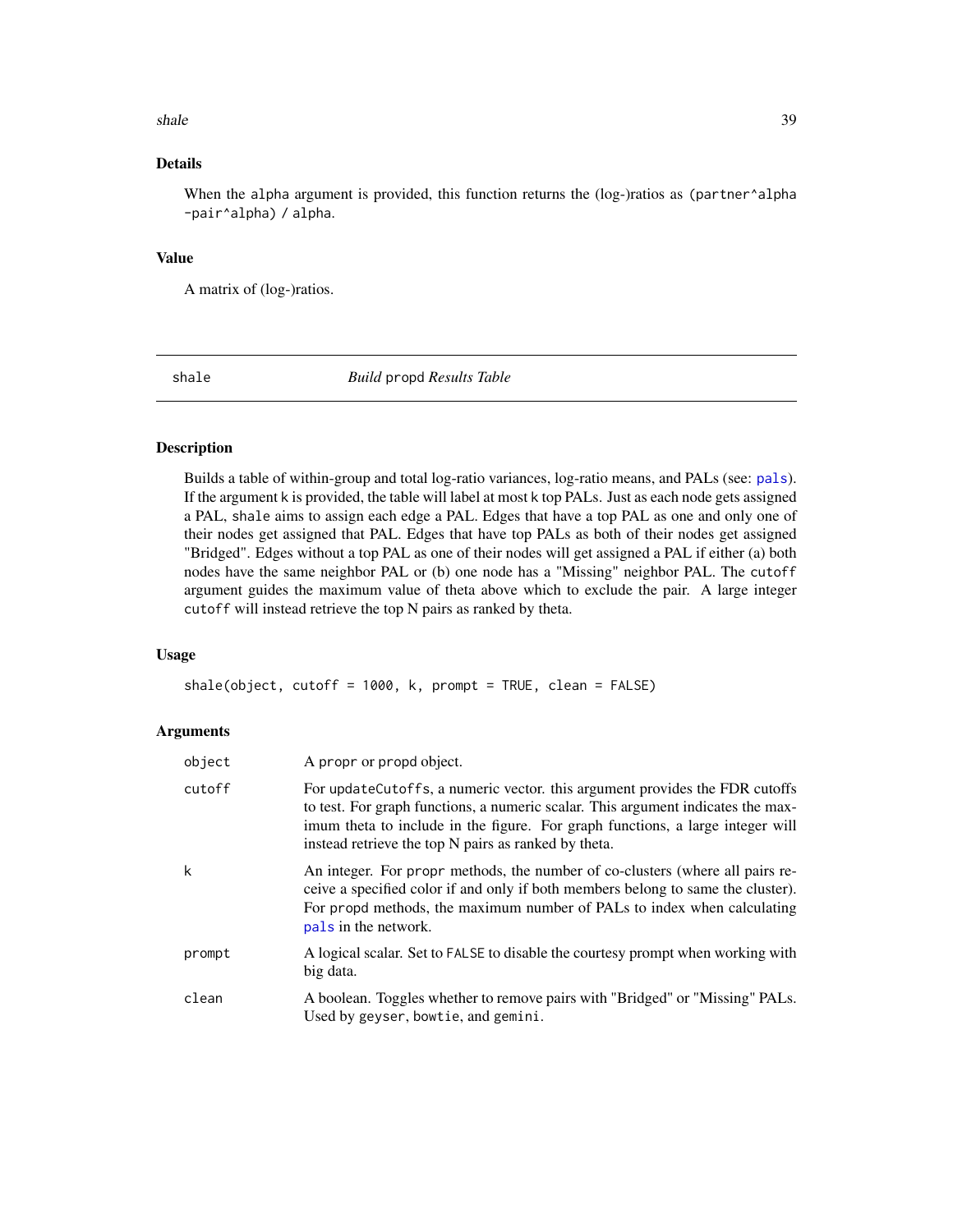## Details

When the `alpha` argument is provided, this function returns the (log-)ratios as `(partner^alpha -pair^alpha) / alpha`.

## Value

A matrix of (log-)ratios.

---

# shale — *Build* `propd` *Results Table*

## Description

Builds a table of within-group and total log-ratio variances, log-ratio means, and PALs (see: `pals`). If the argument `k` is provided, the table will label at most `k` top PALs. Just as each node gets assigned a PAL, `shale` aims to assign each edge a PAL. Edges that have a top PAL as one and only one of their nodes get assigned that PAL. Edges that have top PALs as both of their nodes get assigned "Bridged". Edges without a top PAL as one of their nodes will get assigned a PAL if either (a) both nodes have the same neighbor PAL or (b) one node has a "Missing" neighbor PAL. The `cutoff` argument guides the maximum value of theta above which to exclude the pair. A large integer `cutoff` will instead retrieve the top N pairs as ranked by theta.

## Usage

```
shale(object, cutoff = 1000, k, prompt = TRUE, clean = FALSE)
```

## Arguments

| Argument | Description |
|---|---|
| `object` | A `propr` or `propd` object. |
| `cutoff` | For `updateCutoffs`, a numeric vector. this argument provides the FDR cutoffs to test. For graph functions, a numeric scalar. This argument indicates the maximum theta to include in the figure. For graph functions, a large integer will instead retrieve the top N pairs as ranked by theta. |
| `k` | An integer. For `propr` methods, the number of co-clusters (where all pairs receive a specified color if and only if both members belong to same the cluster). For `propd` methods, the maximum number of PALs to index when calculating `pals` in the network. |
| `prompt` | A logical scalar. Set to `FALSE` to disable the courtesy prompt when working with big data. |
| `clean` | A boolean. Toggles whether to remove pairs with "Bridged" or "Missing" PALs. Used by `geyser`, `bowtie`, and `gemini`. |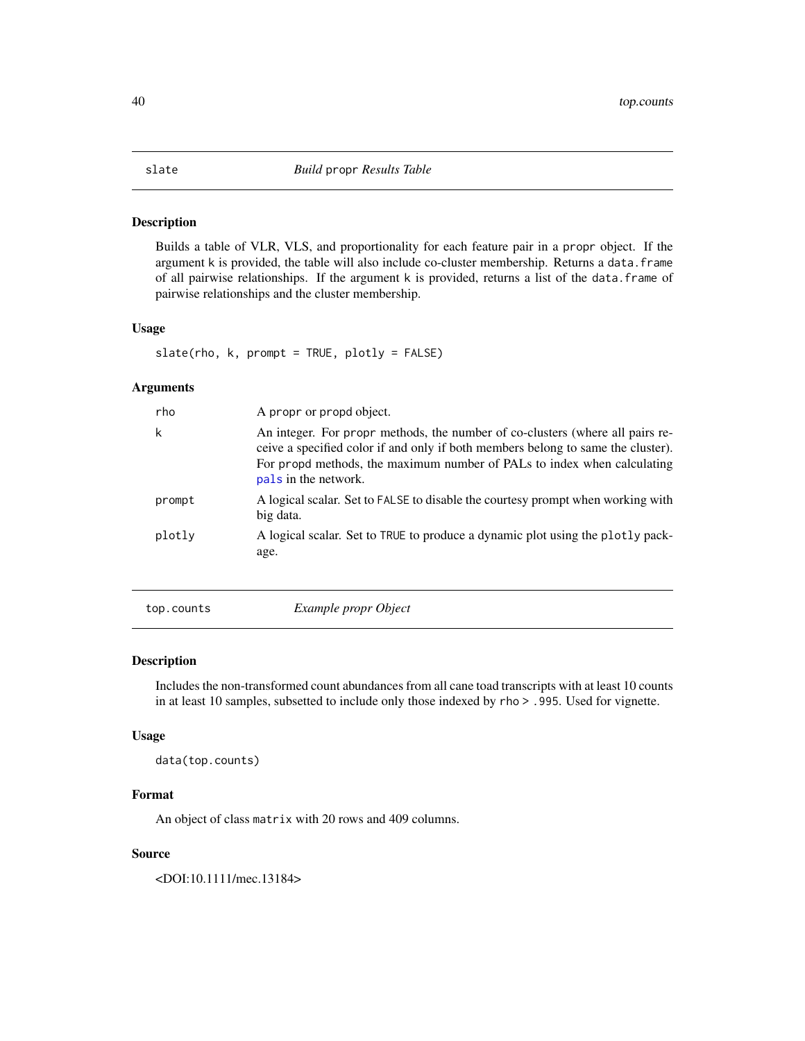## slate — *Build* propr *Results Table*

### Description

Builds a table of VLR, VLS, and proportionality for each feature pair in a propr object. If the argument k is provided, the table will also include co-cluster membership. Returns a data.frame of all pairwise relationships. If the argument k is provided, returns a list of the data.frame of pairwise relationships and the cluster membership.

### Usage

```
slate(rho, k, prompt = TRUE, plotly = FALSE)
```

### Arguments

| Argument | Description |
| --- | --- |
| rho | A propr or propd object. |
| k | An integer. For propr methods, the number of co-clusters (where all pairs receive a specified color if and only if both members belong to same the cluster). For propd methods, the maximum number of PALs to index when calculating pals in the network. |
| prompt | A logical scalar. Set to FALSE to disable the courtesy prompt when working with big data. |
| plotly | A logical scalar. Set to TRUE to produce a dynamic plot using the plotly package. |

## top.counts — *Example propr Object*

### Description

Includes the non-transformed count abundances from all cane toad transcripts with at least 10 counts in at least 10 samples, subsetted to include only those indexed by rho > .995. Used for vignette.

### Usage

```
data(top.counts)
```

### Format

An object of class matrix with 20 rows and 409 columns.

### Source

<DOI:10.1111/mec.13184>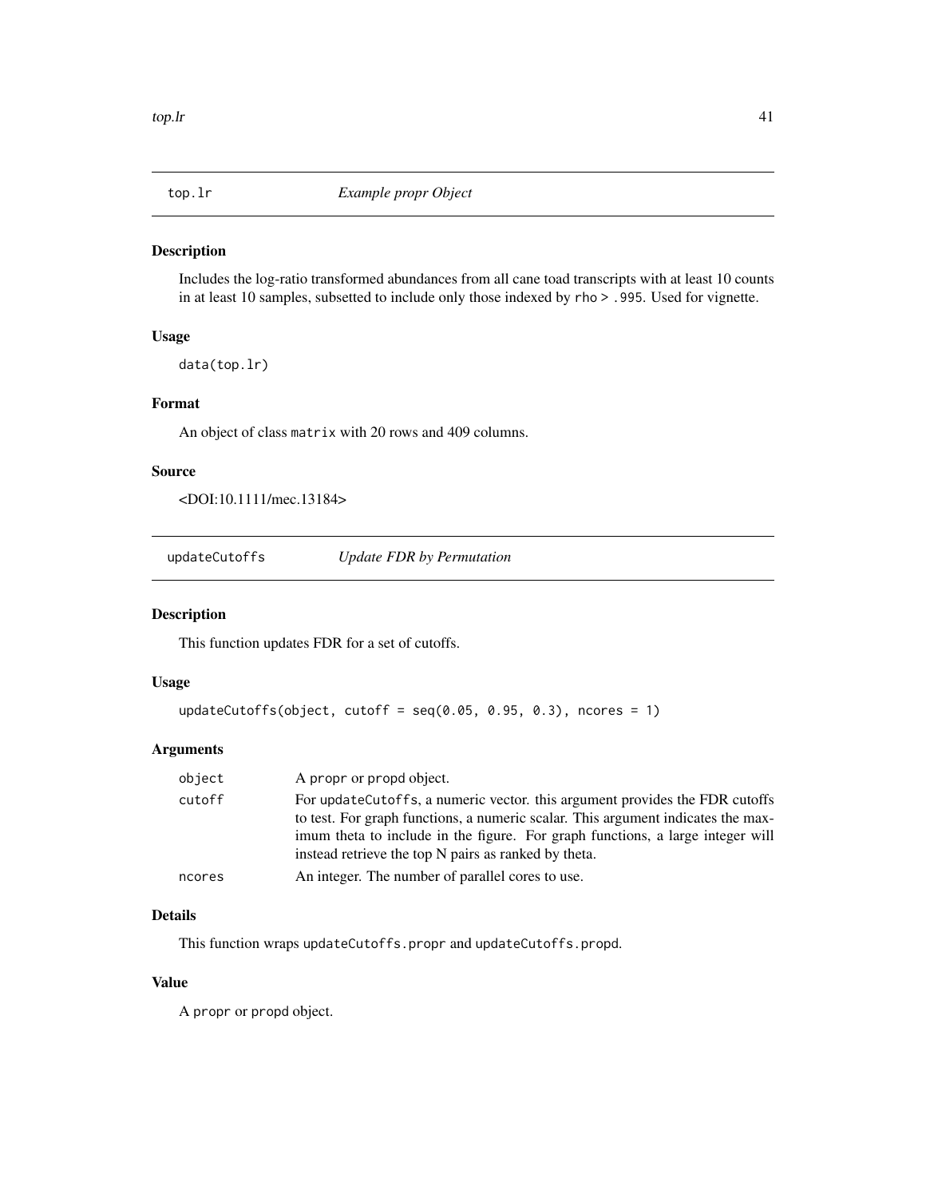## top.lr — *Example propr Object*

### Description

Includes the log-ratio transformed abundances from all cane toad transcripts with at least 10 counts in at least 10 samples, subsetted to include only those indexed by `rho > .995`. Used for vignette.

### Usage

```
data(top.lr)
```

### Format

An object of class `matrix` with 20 rows and 409 columns.

### Source

<DOI:10.1111/mec.13184>

## updateCutoffs — *Update FDR by Permutation*

### Description

This function updates FDR for a set of cutoffs.

### Usage

```
updateCutoffs(object, cutoff = seq(0.05, 0.95, 0.3), ncores = 1)
```

### Arguments

| | |
|---|---|
| `object` | A `propr` or `propd` object. |
| `cutoff` | For `updateCutoffs`, a numeric vector. this argument provides the FDR cutoffs to test. For graph functions, a numeric scalar. This argument indicates the maximum theta to include in the figure. For graph functions, a large integer will instead retrieve the top N pairs as ranked by theta. |
| `ncores` | An integer. The number of parallel cores to use. |

### Details

This function wraps `updateCutoffs.propr` and `updateCutoffs.propd`.

### Value

A `propr` or `propd` object.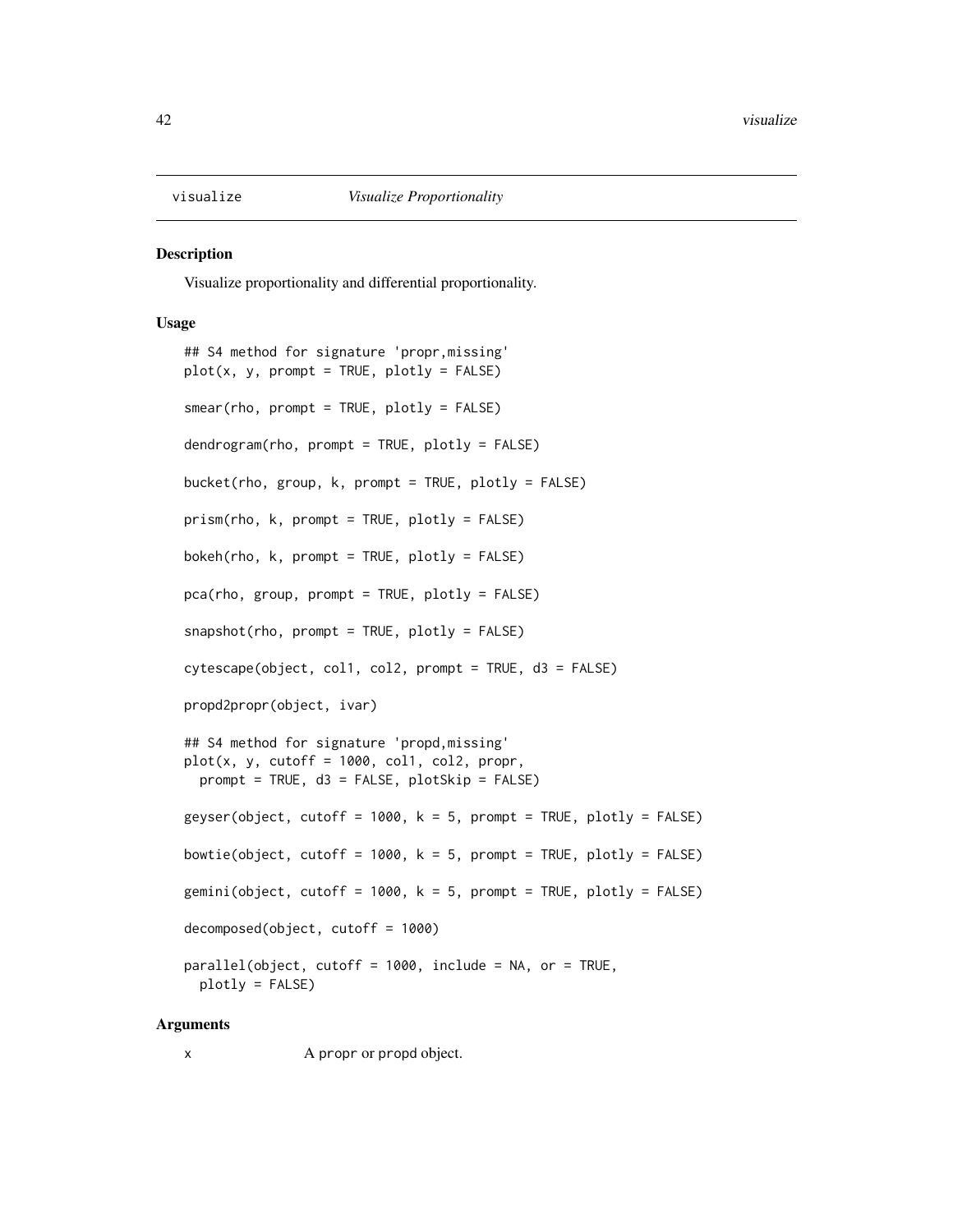`visualize` *Visualize Proportionality*

## Description

Visualize proportionality and differential proportionality.

## Usage

```
## S4 method for signature 'propr,missing'
plot(x, y, prompt = TRUE, plotly = FALSE)

smear(rho, prompt = TRUE, plotly = FALSE)

dendrogram(rho, prompt = TRUE, plotly = FALSE)

bucket(rho, group, k, prompt = TRUE, plotly = FALSE)

prism(rho, k, prompt = TRUE, plotly = FALSE)

bokeh(rho, k, prompt = TRUE, plotly = FALSE)

pca(rho, group, prompt = TRUE, plotly = FALSE)

snapshot(rho, prompt = TRUE, plotly = FALSE)

cytescape(object, col1, col2, prompt = TRUE, d3 = FALSE)

propd2propr(object, ivar)

## S4 method for signature 'propd,missing'
plot(x, y, cutoff = 1000, col1, col2, propr,
  prompt = TRUE, d3 = FALSE, plotSkip = FALSE)

geyser(object, cutoff = 1000, k = 5, prompt = TRUE, plotly = FALSE)

bowtie(object, cutoff = 1000, k = 5, prompt = TRUE, plotly = FALSE)

gemini(object, cutoff = 1000, k = 5, prompt = TRUE, plotly = FALSE)

decomposed(object, cutoff = 1000)

parallel(object, cutoff = 1000, include = NA, or = TRUE,
  plotly = FALSE)
```

## Arguments

| | |
|---|---|
| x | A `propr` or `propd` object. |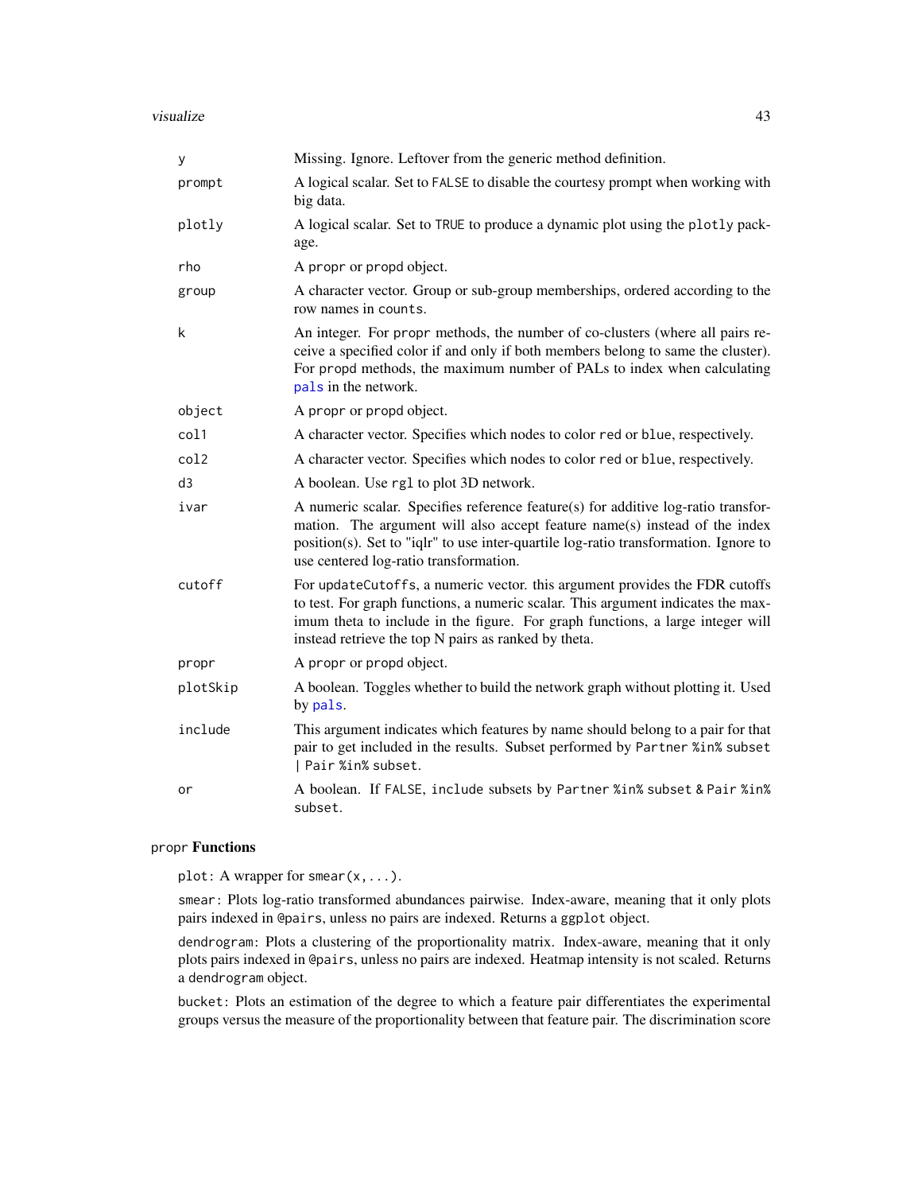| | |
|---|---|
| y | Missing. Ignore. Leftover from the generic method definition. |
| prompt | A logical scalar. Set to FALSE to disable the courtesy prompt when working with big data. |
| plotly | A logical scalar. Set to TRUE to produce a dynamic plot using the plotly package. |
| rho | A propr or propd object. |
| group | A character vector. Group or sub-group memberships, ordered according to the row names in counts. |
| k | An integer. For propr methods, the number of co-clusters (where all pairs receive a specified color if and only if both members belong to same the cluster). For propd methods, the maximum number of PALs to index when calculating pals in the network. |
| object | A propr or propd object. |
| col1 | A character vector. Specifies which nodes to color red or blue, respectively. |
| col2 | A character vector. Specifies which nodes to color red or blue, respectively. |
| d3 | A boolean. Use rgl to plot 3D network. |
| ivar | A numeric scalar. Specifies reference feature(s) for additive log-ratio transformation. The argument will also accept feature name(s) instead of the index position(s). Set to "iqlr" to use inter-quartile log-ratio transformation. Ignore to use centered log-ratio transformation. |
| cutoff | For updateCutoffs, a numeric vector. this argument provides the FDR cutoffs to test. For graph functions, a numeric scalar. This argument indicates the maximum theta to include in the figure. For graph functions, a large integer will instead retrieve the top N pairs as ranked by theta. |
| propr | A propr or propd object. |
| plotSkip | A boolean. Toggles whether to build the network graph without plotting it. Used by pals. |
| include | This argument indicates which features by name should belong to a pair for that pair to get included in the results. Subset performed by Partner %in% subset \| Pair %in% subset. |
| or | A boolean. If FALSE, include subsets by Partner %in% subset & Pair %in% subset. |

### propr Functions

plot: A wrapper for smear(x,...).

smear: Plots log-ratio transformed abundances pairwise. Index-aware, meaning that it only plots pairs indexed in @pairs, unless no pairs are indexed. Returns a ggplot object.

dendrogram: Plots a clustering of the proportionality matrix. Index-aware, meaning that it only plots pairs indexed in @pairs, unless no pairs are indexed. Heatmap intensity is not scaled. Returns a dendrogram object.

bucket: Plots an estimation of the degree to which a feature pair differentiates the experimental groups versus the measure of the proportionality between that feature pair. The discrimination score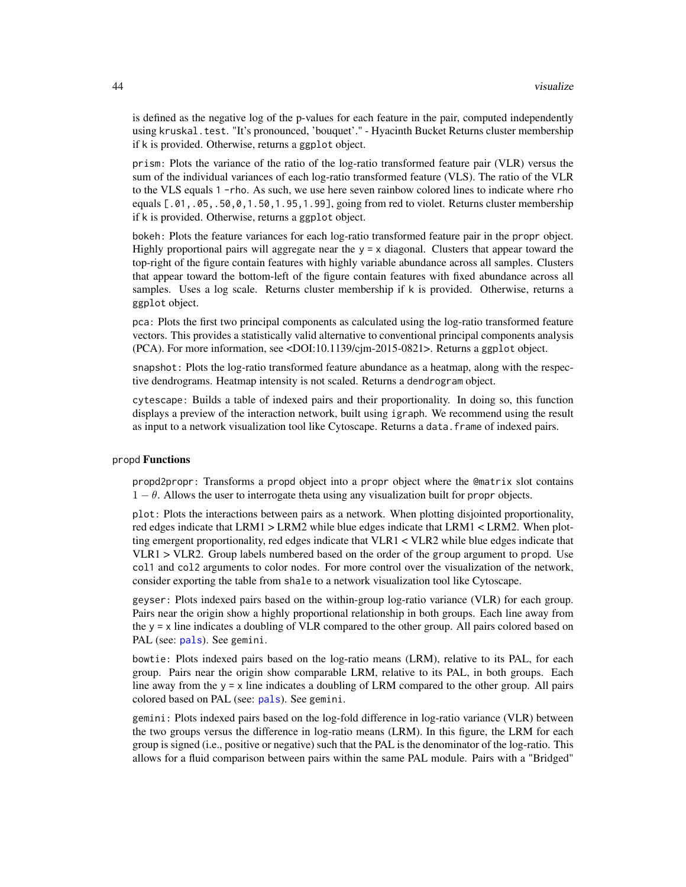is defined as the negative log of the p-values for each feature in the pair, computed independently using kruskal.test. "It's pronounced, 'bouquet'." - Hyacinth Bucket Returns cluster membership if k is provided. Otherwise, returns a ggplot object.

prism: Plots the variance of the ratio of the log-ratio transformed feature pair (VLR) versus the sum of the individual variances of each log-ratio transformed feature (VLS). The ratio of the VLR to the VLS equals 1 -rho. As such, we use here seven rainbow colored lines to indicate where rho equals [.01,.05,.50,0,1.50,1.95,1.99], going from red to violet. Returns cluster membership if k is provided. Otherwise, returns a ggplot object.

bokeh: Plots the feature variances for each log-ratio transformed feature pair in the propr object. Highly proportional pairs will aggregate near the y = x diagonal. Clusters that appear toward the top-right of the figure contain features with highly variable abundance across all samples. Clusters that appear toward the bottom-left of the figure contain features with fixed abundance across all samples. Uses a log scale. Returns cluster membership if k is provided. Otherwise, returns a ggplot object.

pca: Plots the first two principal components as calculated using the log-ratio transformed feature vectors. This provides a statistically valid alternative to conventional principal components analysis (PCA). For more information, see <DOI:10.1139/cjm-2015-0821>. Returns a ggplot object.

snapshot: Plots the log-ratio transformed feature abundance as a heatmap, along with the respective dendrograms. Heatmap intensity is not scaled. Returns a dendrogram object.

cytescape: Builds a table of indexed pairs and their proportionality. In doing so, this function displays a preview of the interaction network, built using igraph. We recommend using the result as input to a network visualization tool like Cytoscape. Returns a data.frame of indexed pairs.

### propd **Functions**

propd2propr: Transforms a propd object into a propr object where the @matrix slot contains $1 - \theta$. Allows the user to interrogate theta using any visualization built for propr objects.

plot: Plots the interactions between pairs as a network. When plotting disjointed proportionality, red edges indicate that LRM1 > LRM2 while blue edges indicate that LRM1 < LRM2. When plotting emergent proportionality, red edges indicate that VLR1 < VLR2 while blue edges indicate that VLR1 > VLR2. Group labels numbered based on the order of the group argument to propd. Use col1 and col2 arguments to color nodes. For more control over the visualization of the network, consider exporting the table from shale to a network visualization tool like Cytoscape.

geyser: Plots indexed pairs based on the within-group log-ratio variance (VLR) for each group. Pairs near the origin show a highly proportional relationship in both groups. Each line away from the y = x line indicates a doubling of VLR compared to the other group. All pairs colored based on PAL (see: pals). See gemini.

bowtie: Plots indexed pairs based on the log-ratio means (LRM), relative to its PAL, for each group. Pairs near the origin show comparable LRM, relative to its PAL, in both groups. Each line away from the y = x line indicates a doubling of LRM compared to the other group. All pairs colored based on PAL (see: pals). See gemini.

gemini: Plots indexed pairs based on the log-fold difference in log-ratio variance (VLR) between the two groups versus the difference in log-ratio means (LRM). In this figure, the LRM for each group is signed (i.e., positive or negative) such that the PAL is the denominator of the log-ratio. This allows for a fluid comparison between pairs within the same PAL module. Pairs with a "Bridged"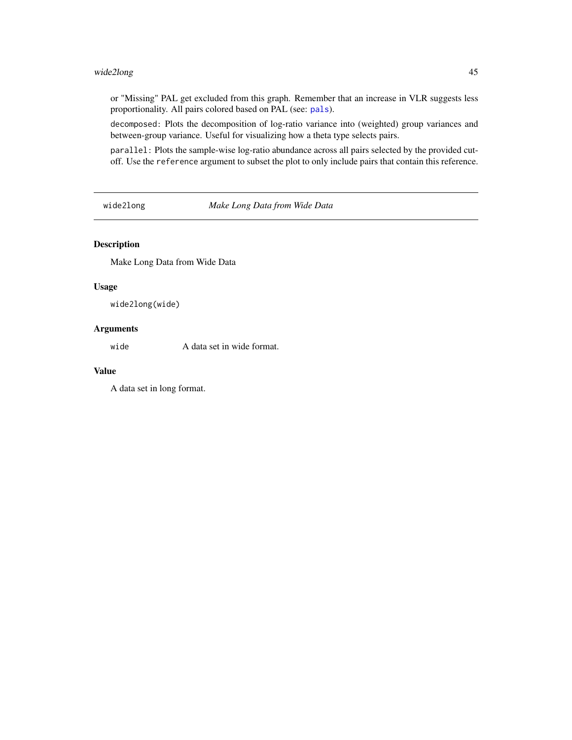or "Missing" PAL get excluded from this graph. Remember that an increase in VLR suggests less proportionality. All pairs colored based on PAL (see: `pals`).

`decomposed`: Plots the decomposition of log-ratio variance into (weighted) group variances and between-group variance. Useful for visualizing how a theta type selects pairs.

`parallel`: Plots the sample-wise log-ratio abundance across all pairs selected by the provided cutoff. Use the `reference` argument to subset the plot to only include pairs that contain this reference.

---

`wide2long` *Make Long Data from Wide Data*

---

### Description

Make Long Data from Wide Data

### Usage

```
wide2long(wide)
```

### Arguments

`wide` A data set in wide format.

### Value

A data set in long format.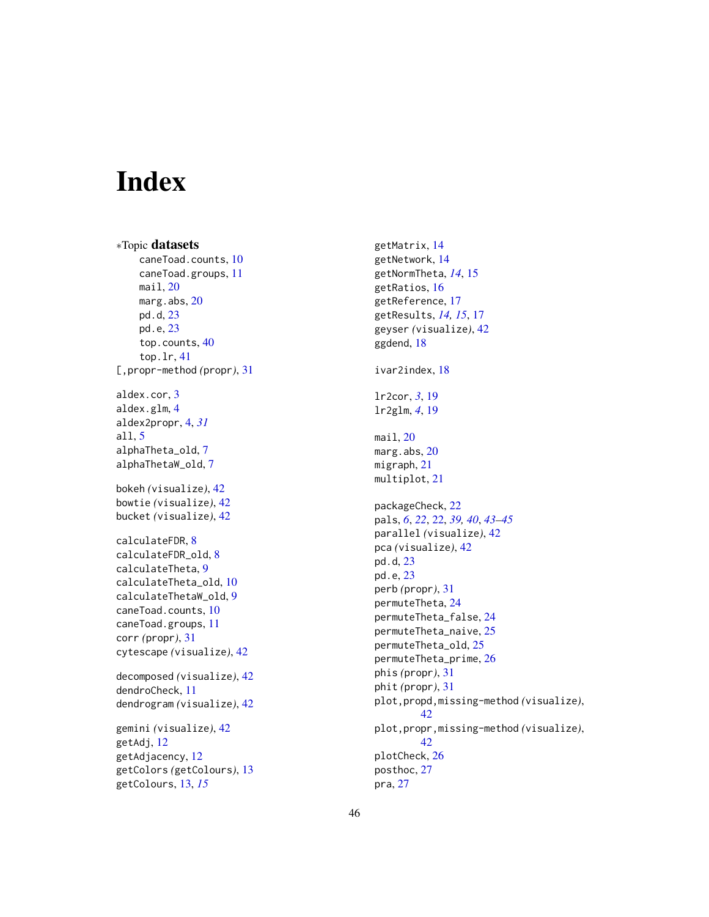# Index

∗Topic **datasets**
- caneToad.counts, 10
- caneToad.groups, 11
- mail, 20
- marg.abs, 20
- pd.d, 23
- pd.e, 23
- top.counts, 40
- top.lr, 41

[,propr-method *(propr)*, 31

aldex.cor, 3
aldex.glm, 4
aldex2propr, 4, *31*
all, 5
alphaTheta_old, 7
alphaThetaW_old, 7

bokeh *(visualize)*, 42
bowtie *(visualize)*, 42
bucket *(visualize)*, 42

calculateFDR, 8
calculateFDR_old, 8
calculateTheta, 9
calculateTheta_old, 10
calculateThetaW_old, 9
caneToad.counts, 10
caneToad.groups, 11
corr *(propr)*, 31
cytescape *(visualize)*, 42

decomposed *(visualize)*, 42
dendroCheck, 11
dendrogram *(visualize)*, 42

gemini *(visualize)*, 42
getAdj, 12
getAdjacency, 12
getColors *(getColours)*, 13
getColours, 13, *15*
getMatrix, 14
getNetwork, 14
getNormTheta, *14*, 15
getRatios, 16
getReference, 17
getResults, *14*, *15*, 17
geyser *(visualize)*, 42
ggdend, 18

ivar2index, 18

lr2cor, *3*, 19
lr2glm, *4*, 19

mail, 20
marg.abs, 20
migraph, 21
multiplot, 21

packageCheck, 22
pals, *6*, *22*, 22, *39*, *40*, *43–45*
parallel *(visualize)*, 42
pca *(visualize)*, 42
pd.d, 23
pd.e, 23
perb *(propr)*, 31
permuteTheta, 24
permuteTheta_false, 24
permuteTheta_naive, 25
permuteTheta_old, 25
permuteTheta_prime, 26
phis *(propr)*, 31
phit *(propr)*, 31
plot,propd,missing-method *(visualize)*, 42
plot,propr,missing-method *(visualize)*, 42
plotCheck, 26
posthoc, 27
pra, 27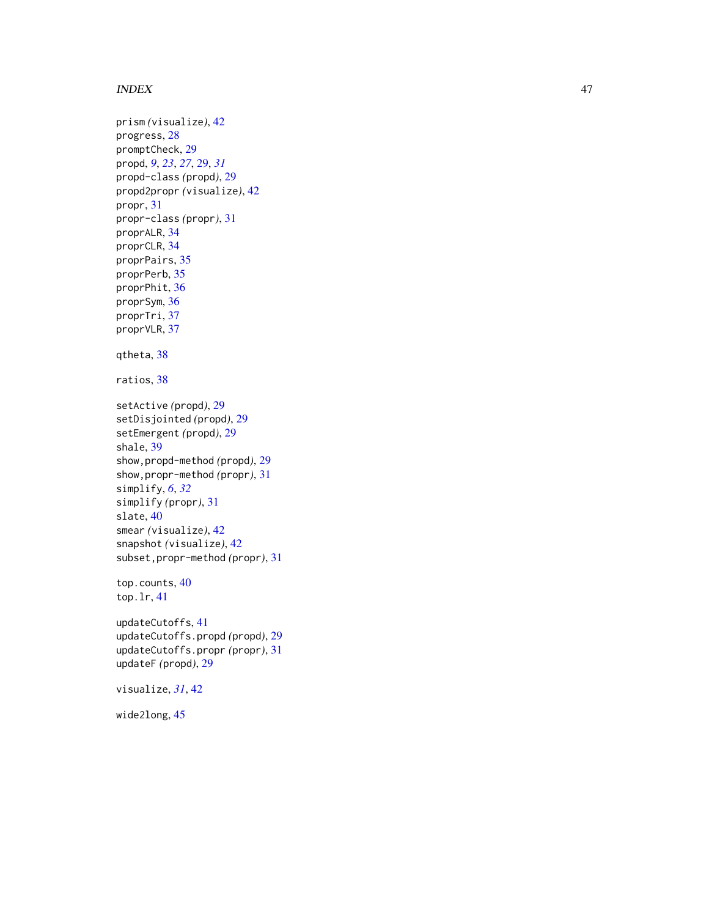prism *(*visualize*)*, 42
progress, 28
promptCheck, 29
propd, *9*, *23*, *27*, 29, *31*
propd-class *(*propd*)*, 29
propd2propr *(*visualize*)*, 42
propr, 31
propr-class *(*propr*)*, 31
proprALR, 34
proprCLR, 34
proprPairs, 35
proprPerb, 35
proprPhit, 36
proprSym, 36
proprTri, 37
proprVLR, 37

qtheta, 38

ratios, 38

setActive *(*propd*)*, 29
setDisjointed *(*propd*)*, 29
setEmergent *(*propd*)*, 29
shale, 39
show,propd-method *(*propd*)*, 29
show,propr-method *(*propr*)*, 31
simplify, *6*, *32*
simplify *(*propr*)*, 31
slate, 40
smear *(*visualize*)*, 42
snapshot *(*visualize*)*, 42
subset,propr-method *(*propr*)*, 31

top.counts, 40
top.lr, 41

updateCutoffs, 41
updateCutoffs.propd *(*propd*)*, 29
updateCutoffs.propr *(*propr*)*, 31
updateF *(*propd*)*, 29

visualize, *31*, 42

wide2long, 45